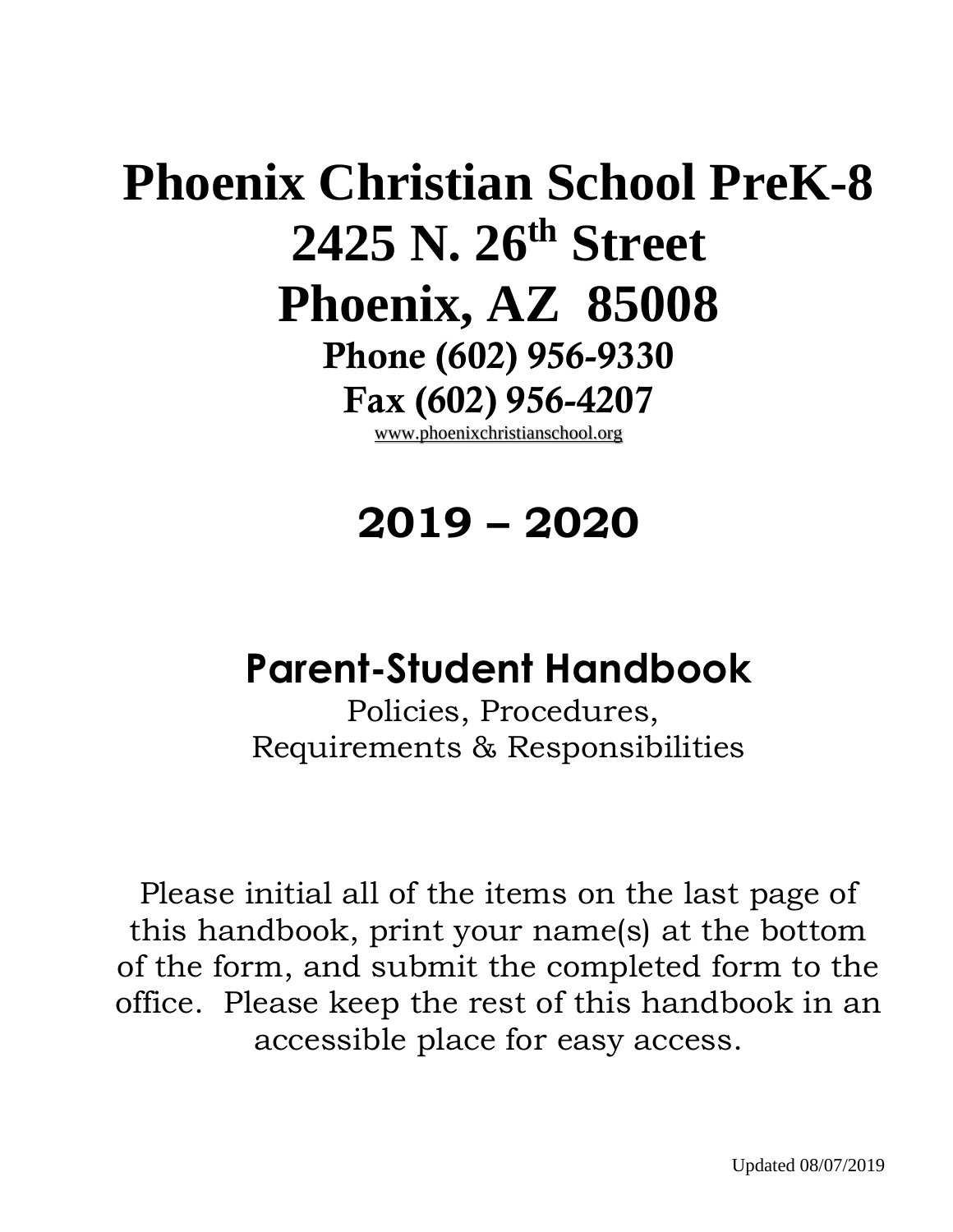# Phoenix Christian School PreK-8
# 2425 N. 26th Street
# Phoenix, AZ 85008

**Phone (602) 956-9330**

**Fax (602) 956-4207**

www.phoenixchristianschool.org

# 2019 – 2020

## Parent-Student Handbook

Policies, Procedures,
Requirements & Responsibilities

Please initial all of the items on the last page of this handbook, print your name(s) at the bottom of the form, and submit the completed form to the office. Please keep the rest of this handbook in an accessible place for easy access.

Updated 08/07/2019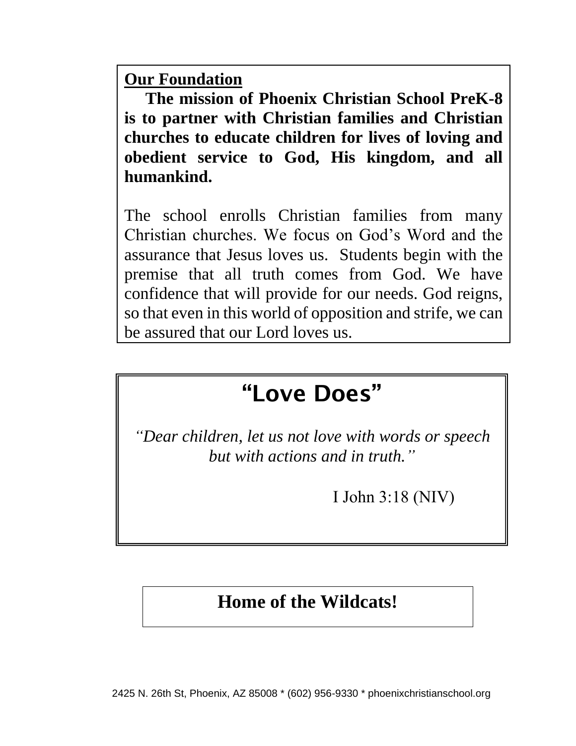**Our Foundation**

**The mission of Phoenix Christian School PreK-8 is to partner with Christian families and Christian churches to educate children for lives of loving and obedient service to God, His kingdom, and all humankind.**

The school enrolls Christian families from many Christian churches. We focus on God's Word and the assurance that Jesus loves us. Students begin with the premise that all truth comes from God. We have confidence that will provide for our needs. God reigns, so that even in this world of opposition and strife, we can be assured that our Lord loves us.

## "Love Does"

*"Dear children, let us not love with words or speech but with actions and in truth."*

I John 3:18 (NIV)

**Home of the Wildcats!**

2425 N. 26th St, Phoenix, AZ 85008 * (602) 956-9330 * phoenixchristianschool.org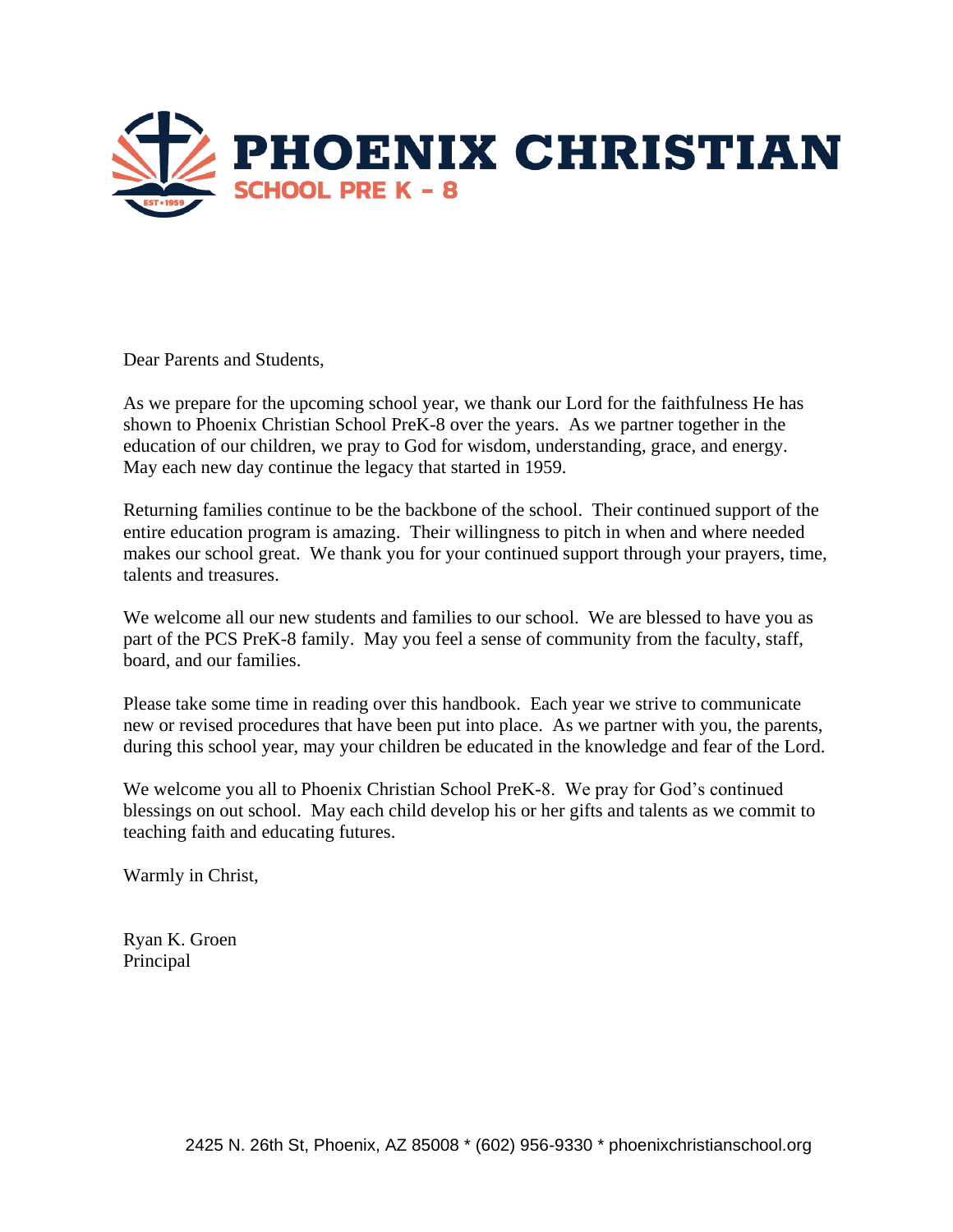**PHOENIX CHRISTIAN**
SCHOOL PRE K - 8

Dear Parents and Students,

As we prepare for the upcoming school year, we thank our Lord for the faithfulness He has shown to Phoenix Christian School PreK-8 over the years. As we partner together in the education of our children, we pray to God for wisdom, understanding, grace, and energy. May each new day continue the legacy that started in 1959.

Returning families continue to be the backbone of the school. Their continued support of the entire education program is amazing. Their willingness to pitch in when and where needed makes our school great. We thank you for your continued support through your prayers, time, talents and treasures.

We welcome all our new students and families to our school. We are blessed to have you as part of the PCS PreK-8 family. May you feel a sense of community from the faculty, staff, board, and our families.

Please take some time in reading over this handbook. Each year we strive to communicate new or revised procedures that have been put into place. As we partner with you, the parents, during this school year, may your children be educated in the knowledge and fear of the Lord.

We welcome you all to Phoenix Christian School PreK-8. We pray for God's continued blessings on out school. May each child develop his or her gifts and talents as we commit to teaching faith and educating futures.

Warmly in Christ,

Ryan K. Groen
Principal

2425 N. 26th St, Phoenix, AZ 85008 * (602) 956-9330 * phoenixchristianschool.org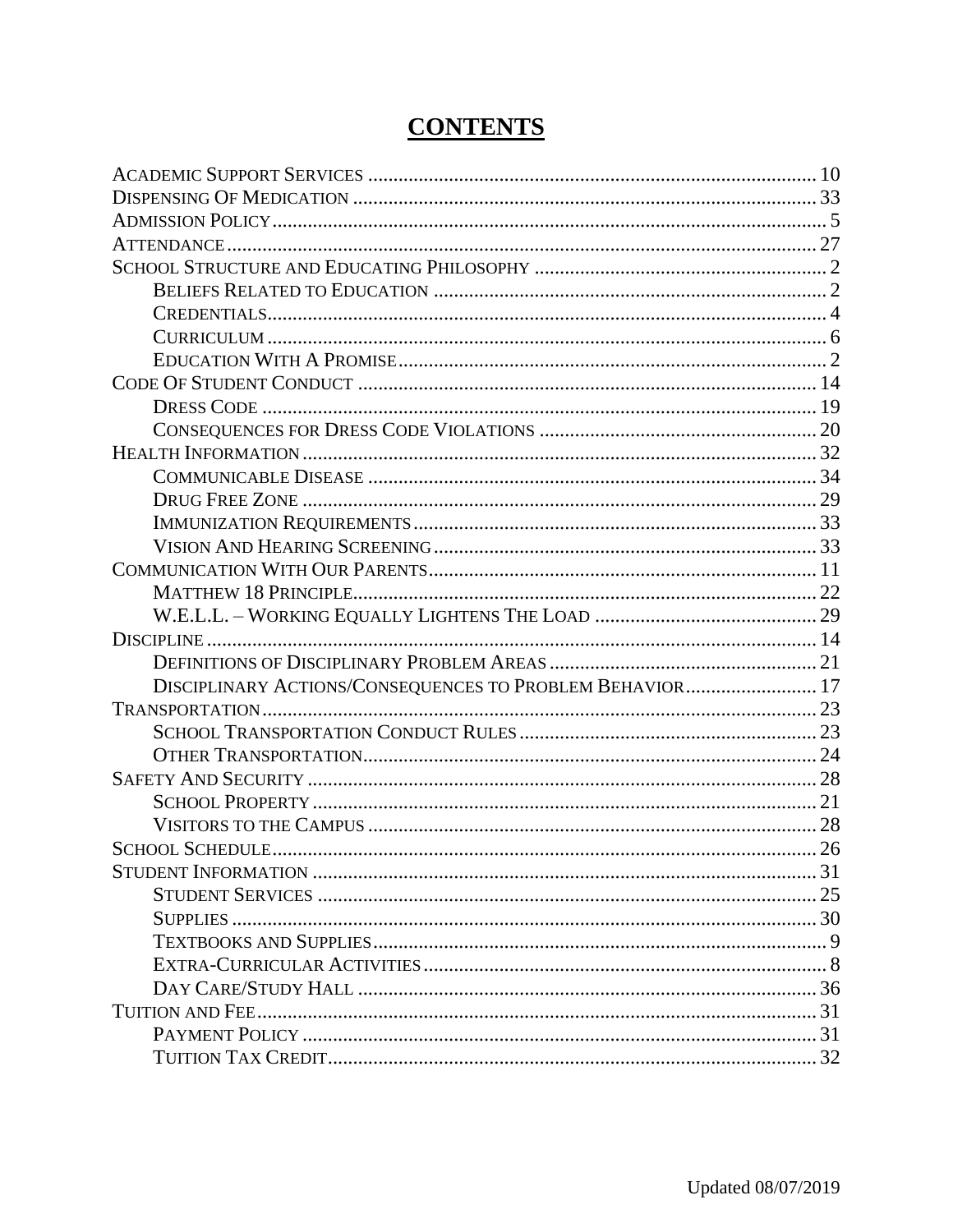# CONTENTS

- ACADEMIC SUPPORT SERVICES ........ 10
- DISPENSING OF MEDICATION ........ 33
- ADMISSION POLICY ........ 5
- ATTENDANCE ........ 27
- SCHOOL STRUCTURE AND EDUCATING PHILOSOPHY ........ 2
    - BELIEFS RELATED TO EDUCATION ........ 2
    - CREDENTIALS ........ 4
    - CURRICULUM ........ 6
    - EDUCATION WITH A PROMISE ........ 2
- CODE OF STUDENT CONDUCT ........ 14
    - DRESS CODE ........ 19
    - CONSEQUENCES FOR DRESS CODE VIOLATIONS ........ 20
- HEALTH INFORMATION ........ 32
    - COMMUNICABLE DISEASE ........ 34
    - DRUG FREE ZONE ........ 29
    - IMMUNIZATION REQUIREMENTS ........ 33
    - VISION AND HEARING SCREENING ........ 33
- COMMUNICATION WITH OUR PARENTS ........ 11
    - MATTHEW 18 PRINCIPLE ........ 22
    - W.E.L.L. – WORKING EQUALLY LIGHTENS THE LOAD ........ 29
- DISCIPLINE ........ 14
    - DEFINITIONS OF DISCIPLINARY PROBLEM AREAS ........ 21
    - DISCIPLINARY ACTIONS/CONSEQUENCES TO PROBLEM BEHAVIOR ........ 17
- TRANSPORTATION ........ 23
    - SCHOOL TRANSPORTATION CONDUCT RULES ........ 23
    - OTHER TRANSPORTATION ........ 24
- SAFETY AND SECURITY ........ 28
    - SCHOOL PROPERTY ........ 21
    - VISITORS TO THE CAMPUS ........ 28
- SCHOOL SCHEDULE ........ 26
- STUDENT INFORMATION ........ 31
    - STUDENT SERVICES ........ 25
    - SUPPLIES ........ 30
    - TEXTBOOKS AND SUPPLIES ........ 9
    - EXTRA-CURRICULAR ACTIVITIES ........ 8
    - DAY CARE/STUDY HALL ........ 36
- TUITION AND FEE ........ 31
    - PAYMENT POLICY ........ 31
    - TUITION TAX CREDIT ........ 32

Updated 08/07/2019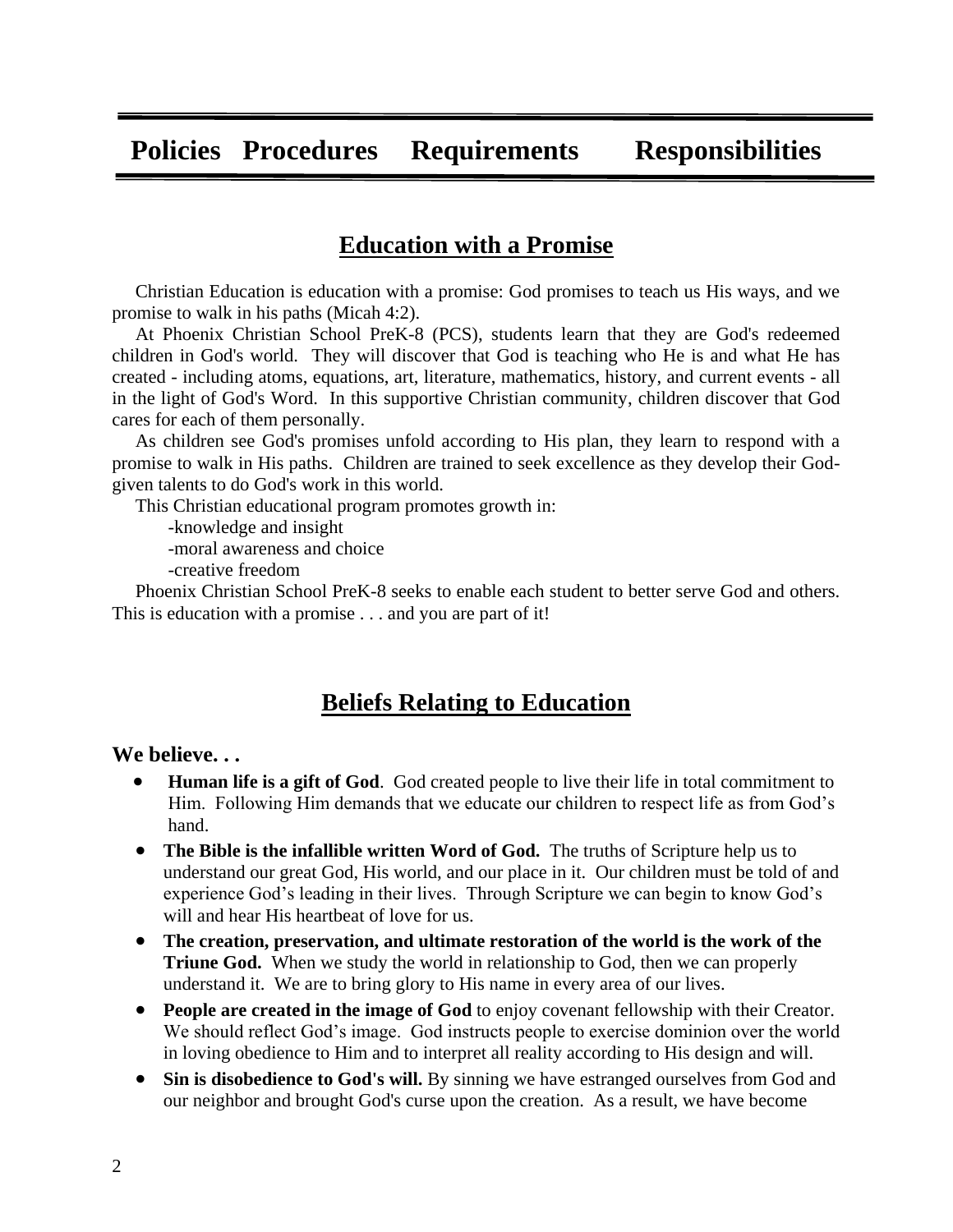# Policies Procedures Requirements Responsibilities

## Education with a Promise

Christian Education is education with a promise: God promises to teach us His ways, and we promise to walk in his paths (Micah 4:2).

At Phoenix Christian School PreK-8 (PCS), students learn that they are God's redeemed children in God's world. They will discover that God is teaching who He is and what He has created - including atoms, equations, art, literature, mathematics, history, and current events - all in the light of God's Word. In this supportive Christian community, children discover that God cares for each of them personally.

As children see God's promises unfold according to His plan, they learn to respond with a promise to walk in His paths. Children are trained to seek excellence as they develop their God-given talents to do God's work in this world.

This Christian educational program promotes growth in:

-knowledge and insight
-moral awareness and choice
-creative freedom

Phoenix Christian School PreK-8 seeks to enable each student to better serve God and others. This is education with a promise . . . and you are part of it!

## Beliefs Relating to Education

**We believe. . .**

- **Human life is a gift of God**. God created people to live their life in total commitment to Him. Following Him demands that we educate our children to respect life as from God's hand.
- **The Bible is the infallible written Word of God.** The truths of Scripture help us to understand our great God, His world, and our place in it. Our children must be told of and experience God's leading in their lives. Through Scripture we can begin to know God's will and hear His heartbeat of love for us.
- **The creation, preservation, and ultimate restoration of the world is the work of the Triune God.** When we study the world in relationship to God, then we can properly understand it. We are to bring glory to His name in every area of our lives.
- **People are created in the image of God** to enjoy covenant fellowship with their Creator. We should reflect God's image. God instructs people to exercise dominion over the world in loving obedience to Him and to interpret all reality according to His design and will.
- **Sin is disobedience to God's will.** By sinning we have estranged ourselves from God and our neighbor and brought God's curse upon the creation. As a result, we have become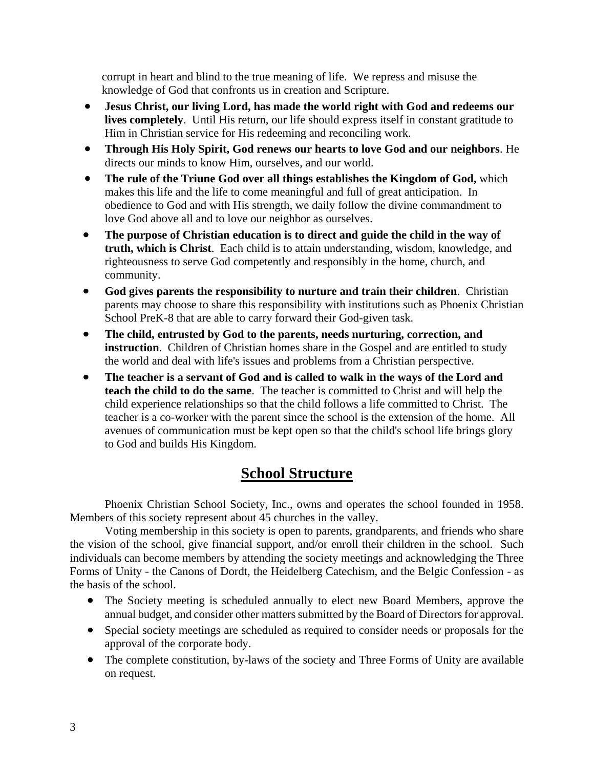corrupt in heart and blind to the true meaning of life. We repress and misuse the knowledge of God that confronts us in creation and Scripture.

- **Jesus Christ, our living Lord, has made the world right with God and redeems our lives completely**. Until His return, our life should express itself in constant gratitude to Him in Christian service for His redeeming and reconciling work.
- **Through His Holy Spirit, God renews our hearts to love God and our neighbors**. He directs our minds to know Him, ourselves, and our world.
- **The rule of the Triune God over all things establishes the Kingdom of God,** which makes this life and the life to come meaningful and full of great anticipation. In obedience to God and with His strength, we daily follow the divine commandment to love God above all and to love our neighbor as ourselves.
- **The purpose of Christian education is to direct and guide the child in the way of truth, which is Christ**. Each child is to attain understanding, wisdom, knowledge, and righteousness to serve God competently and responsibly in the home, church, and community.
- **God gives parents the responsibility to nurture and train their children**. Christian parents may choose to share this responsibility with institutions such as Phoenix Christian School PreK-8 that are able to carry forward their God-given task.
- **The child, entrusted by God to the parents, needs nurturing, correction, and instruction**. Children of Christian homes share in the Gospel and are entitled to study the world and deal with life's issues and problems from a Christian perspective.
- **The teacher is a servant of God and is called to walk in the ways of the Lord and teach the child to do the same**. The teacher is committed to Christ and will help the child experience relationships so that the child follows a life committed to Christ. The teacher is a co-worker with the parent since the school is the extension of the home. All avenues of communication must be kept open so that the child's school life brings glory to God and builds His Kingdom.

## School Structure

Phoenix Christian School Society, Inc., owns and operates the school founded in 1958. Members of this society represent about 45 churches in the valley.

Voting membership in this society is open to parents, grandparents, and friends who share the vision of the school, give financial support, and/or enroll their children in the school. Such individuals can become members by attending the society meetings and acknowledging the Three Forms of Unity - the Canons of Dordt, the Heidelberg Catechism, and the Belgic Confession - as the basis of the school.

- The Society meeting is scheduled annually to elect new Board Members, approve the annual budget, and consider other matters submitted by the Board of Directors for approval.
- Special society meetings are scheduled as required to consider needs or proposals for the approval of the corporate body.
- The complete constitution, by-laws of the society and Three Forms of Unity are available on request.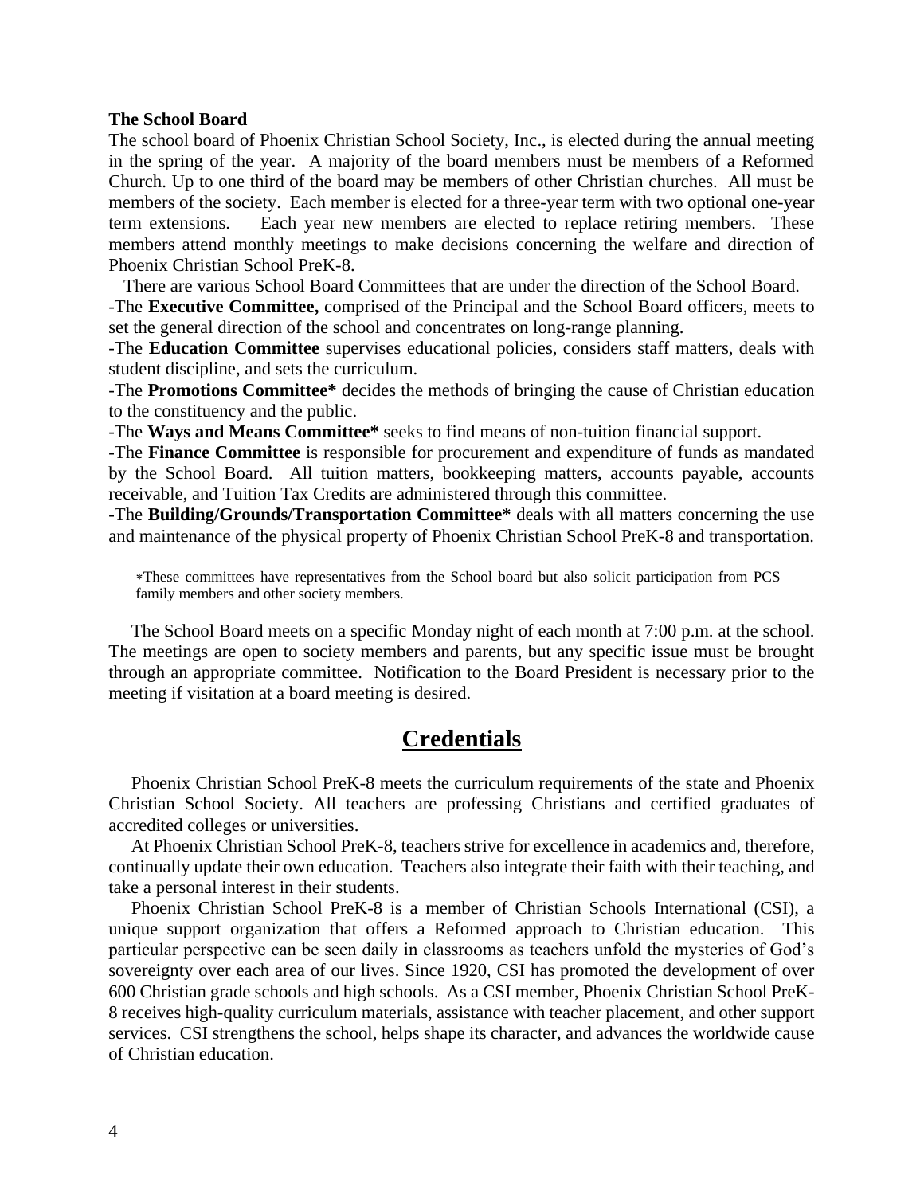**The School Board**

The school board of Phoenix Christian School Society, Inc., is elected during the annual meeting in the spring of the year. A majority of the board members must be members of a Reformed Church. Up to one third of the board may be members of other Christian churches. All must be members of the society. Each member is elected for a three-year term with two optional one-year term extensions. Each year new members are elected to replace retiring members. These members attend monthly meetings to make decisions concerning the welfare and direction of Phoenix Christian School PreK-8.

There are various School Board Committees that are under the direction of the School Board.

-The **Executive Committee,** comprised of the Principal and the School Board officers, meets to set the general direction of the school and concentrates on long-range planning.

-The **Education Committee** supervises educational policies, considers staff matters, deals with student discipline, and sets the curriculum.

-The **Promotions Committee*** decides the methods of bringing the cause of Christian education to the constituency and the public.

-The **Ways and Means Committee*** seeks to find means of non-tuition financial support.

-The **Finance Committee** is responsible for procurement and expenditure of funds as mandated by the School Board. All tuition matters, bookkeeping matters, accounts payable, accounts receivable, and Tuition Tax Credits are administered through this committee.

-The **Building/Grounds/Transportation Committee*** deals with all matters concerning the use and maintenance of the physical property of Phoenix Christian School PreK-8 and transportation.

*These committees have representatives from the School board but also solicit participation from PCS family members and other society members.

The School Board meets on a specific Monday night of each month at 7:00 p.m. at the school. The meetings are open to society members and parents, but any specific issue must be brought through an appropriate committee. Notification to the Board President is necessary prior to the meeting if visitation at a board meeting is desired.

## Credentials

Phoenix Christian School PreK-8 meets the curriculum requirements of the state and Phoenix Christian School Society. All teachers are professing Christians and certified graduates of accredited colleges or universities.

At Phoenix Christian School PreK-8, teachers strive for excellence in academics and, therefore, continually update their own education. Teachers also integrate their faith with their teaching, and take a personal interest in their students.

Phoenix Christian School PreK-8 is a member of Christian Schools International (CSI), a unique support organization that offers a Reformed approach to Christian education. This particular perspective can be seen daily in classrooms as teachers unfold the mysteries of God's sovereignty over each area of our lives. Since 1920, CSI has promoted the development of over 600 Christian grade schools and high schools. As a CSI member, Phoenix Christian School PreK-8 receives high-quality curriculum materials, assistance with teacher placement, and other support services. CSI strengthens the school, helps shape its character, and advances the worldwide cause of Christian education.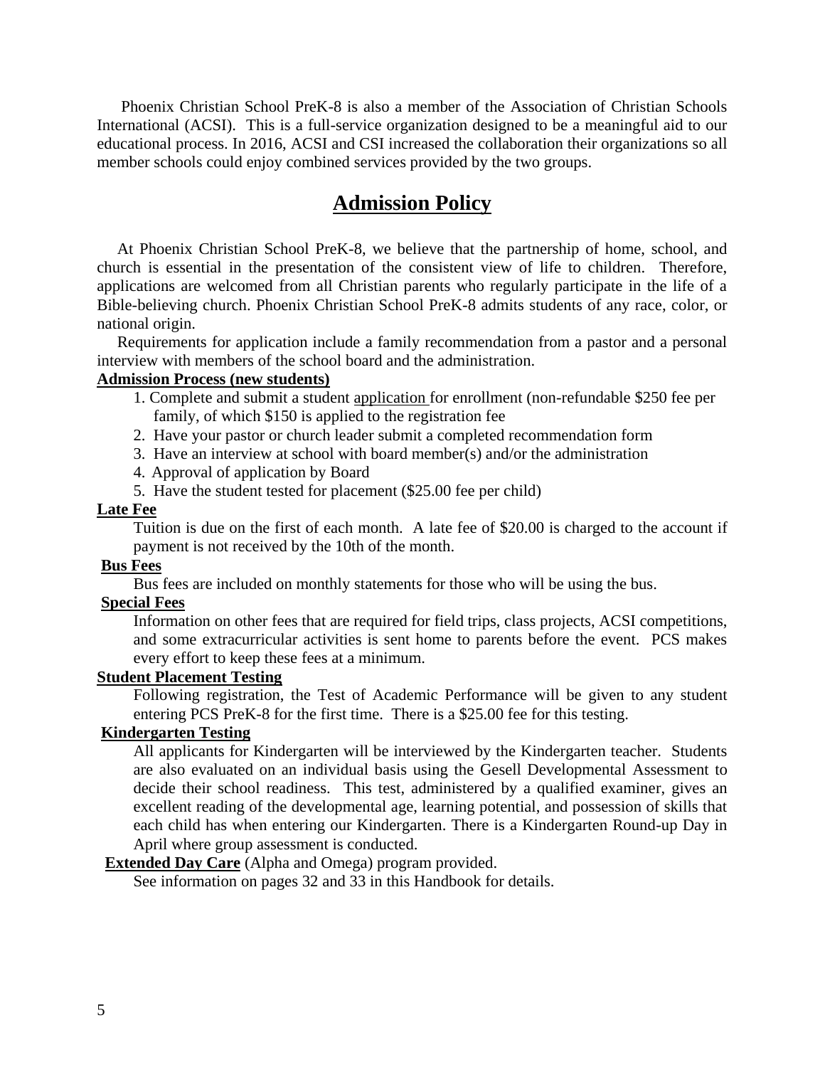Phoenix Christian School PreK-8 is also a member of the Association of Christian Schools International (ACSI). This is a full-service organization designed to be a meaningful aid to our educational process. In 2016, ACSI and CSI increased the collaboration their organizations so all member schools could enjoy combined services provided by the two groups.

# Admission Policy

At Phoenix Christian School PreK-8, we believe that the partnership of home, school, and church is essential in the presentation of the consistent view of life to children. Therefore, applications are welcomed from all Christian parents who regularly participate in the life of a Bible-believing church. Phoenix Christian School PreK-8 admits students of any race, color, or national origin.

Requirements for application include a family recommendation from a pastor and a personal interview with members of the school board and the administration.

**Admission Process (new students)**

1. Complete and submit a student application for enrollment (non-refundable $250 fee per family, of which $150 is applied to the registration fee
2. Have your pastor or church leader submit a completed recommendation form
3. Have an interview at school with board member(s) and/or the administration
4. Approval of application by Board
5. Have the student tested for placement ($25.00 fee per child)

**Late Fee**

Tuition is due on the first of each month. A late fee of $20.00 is charged to the account if payment is not received by the 10th of the month.

**Bus Fees**

Bus fees are included on monthly statements for those who will be using the bus.

**Special Fees**

Information on other fees that are required for field trips, class projects, ACSI competitions, and some extracurricular activities is sent home to parents before the event. PCS makes every effort to keep these fees at a minimum.

**Student Placement Testing**

Following registration, the Test of Academic Performance will be given to any student entering PCS PreK-8 for the first time. There is a $25.00 fee for this testing.

**Kindergarten Testing**

All applicants for Kindergarten will be interviewed by the Kindergarten teacher. Students are also evaluated on an individual basis using the Gesell Developmental Assessment to decide their school readiness. This test, administered by a qualified examiner, gives an excellent reading of the developmental age, learning potential, and possession of skills that each child has when entering our Kindergarten. There is a Kindergarten Round-up Day in April where group assessment is conducted.

**Extended Day Care** (Alpha and Omega) program provided.

See information on pages 32 and 33 in this Handbook for details.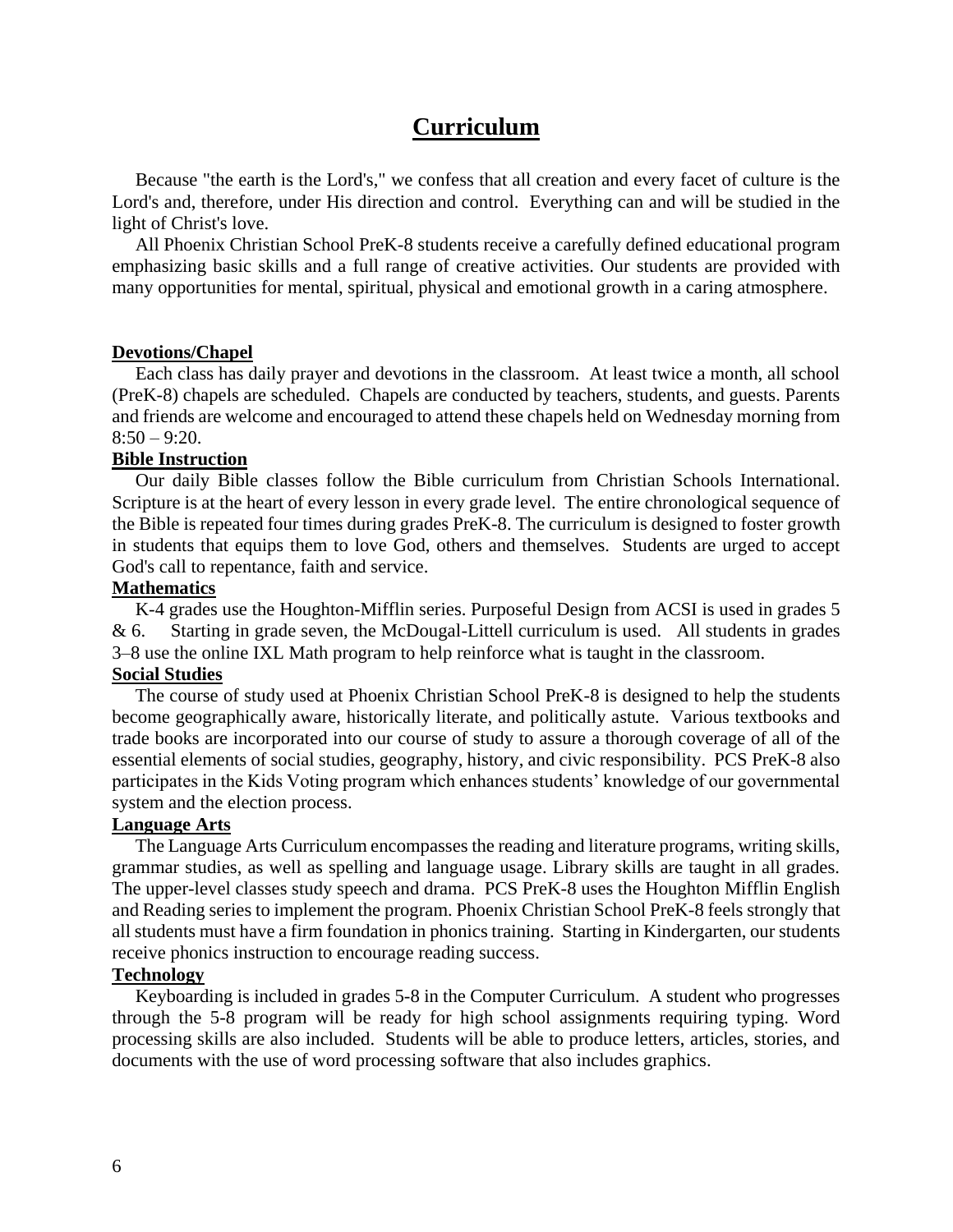# Curriculum

Because "the earth is the Lord's," we confess that all creation and every facet of culture is the Lord's and, therefore, under His direction and control. Everything can and will be studied in the light of Christ's love.

All Phoenix Christian School PreK-8 students receive a carefully defined educational program emphasizing basic skills and a full range of creative activities. Our students are provided with many opportunities for mental, spiritual, physical and emotional growth in a caring atmosphere.

## Devotions/Chapel

Each class has daily prayer and devotions in the classroom. At least twice a month, all school (PreK-8) chapels are scheduled. Chapels are conducted by teachers, students, and guests. Parents and friends are welcome and encouraged to attend these chapels held on Wednesday morning from 8:50 – 9:20.

## Bible Instruction

Our daily Bible classes follow the Bible curriculum from Christian Schools International. Scripture is at the heart of every lesson in every grade level. The entire chronological sequence of the Bible is repeated four times during grades PreK-8. The curriculum is designed to foster growth in students that equips them to love God, others and themselves. Students are urged to accept God's call to repentance, faith and service.

## Mathematics

K-4 grades use the Houghton-Mifflin series. Purposeful Design from ACSI is used in grades 5 & 6. Starting in grade seven, the McDougal-Littell curriculum is used. All students in grades 3–8 use the online IXL Math program to help reinforce what is taught in the classroom.

## Social Studies

The course of study used at Phoenix Christian School PreK-8 is designed to help the students become geographically aware, historically literate, and politically astute. Various textbooks and trade books are incorporated into our course of study to assure a thorough coverage of all of the essential elements of social studies, geography, history, and civic responsibility. PCS PreK-8 also participates in the Kids Voting program which enhances students' knowledge of our governmental system and the election process.

## Language Arts

The Language Arts Curriculum encompasses the reading and literature programs, writing skills, grammar studies, as well as spelling and language usage. Library skills are taught in all grades. The upper-level classes study speech and drama. PCS PreK-8 uses the Houghton Mifflin English and Reading series to implement the program. Phoenix Christian School PreK-8 feels strongly that all students must have a firm foundation in phonics training. Starting in Kindergarten, our students receive phonics instruction to encourage reading success.

## Technology

Keyboarding is included in grades 5-8 in the Computer Curriculum. A student who progresses through the 5-8 program will be ready for high school assignments requiring typing. Word processing skills are also included. Students will be able to produce letters, articles, stories, and documents with the use of word processing software that also includes graphics.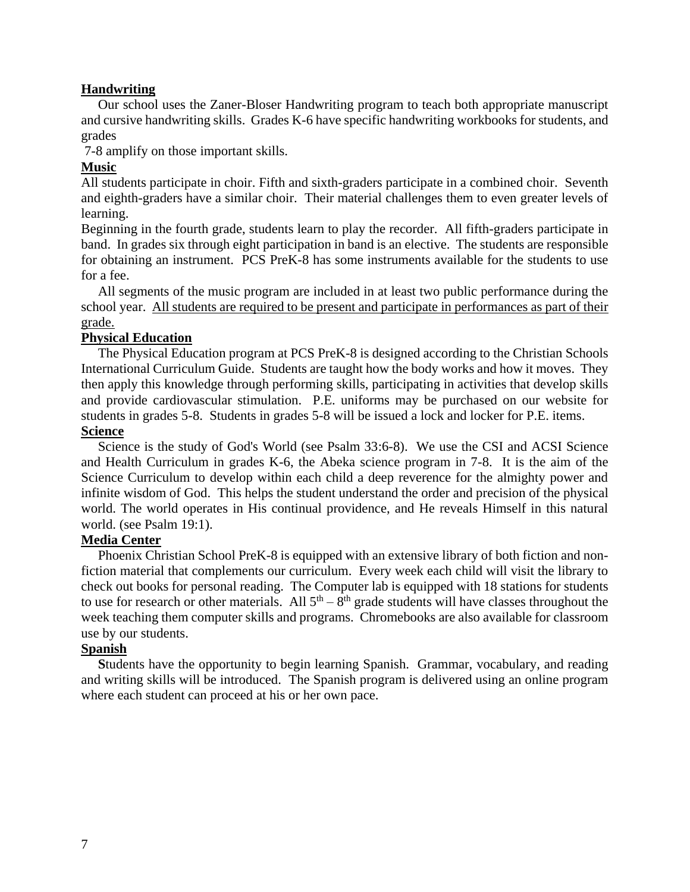**Handwriting**

Our school uses the Zaner-Bloser Handwriting program to teach both appropriate manuscript and cursive handwriting skills. Grades K-6 have specific handwriting workbooks for students, and grades 7-8 amplify on those important skills.

**Music**

All students participate in choir. Fifth and sixth-graders participate in a combined choir. Seventh and eighth-graders have a similar choir. Their material challenges them to even greater levels of learning.

Beginning in the fourth grade, students learn to play the recorder. All fifth-graders participate in band. In grades six through eight participation in band is an elective. The students are responsible for obtaining an instrument. PCS PreK-8 has some instruments available for the students to use for a fee.

All segments of the music program are included in at least two public performance during the school year. <u>All students are required to be present and participate in performances as part of their grade.</u>

**Physical Education**

The Physical Education program at PCS PreK-8 is designed according to the Christian Schools International Curriculum Guide. Students are taught how the body works and how it moves. They then apply this knowledge through performing skills, participating in activities that develop skills and provide cardiovascular stimulation. P.E. uniforms may be purchased on our website for students in grades 5-8. Students in grades 5-8 will be issued a lock and locker for P.E. items.

**Science**

Science is the study of God's World (see Psalm 33:6-8). We use the CSI and ACSI Science and Health Curriculum in grades K-6, the Abeka science program in 7-8. It is the aim of the Science Curriculum to develop within each child a deep reverence for the almighty power and infinite wisdom of God. This helps the student understand the order and precision of the physical world. The world operates in His continual providence, and He reveals Himself in this natural world. (see Psalm 19:1).

**Media Center**

Phoenix Christian School PreK-8 is equipped with an extensive library of both fiction and non-fiction material that complements our curriculum. Every week each child will visit the library to check out books for personal reading. The Computer lab is equipped with 18 stations for students to use for research or other materials. All 5th – 8th grade students will have classes throughout the week teaching them computer skills and programs. Chromebooks are also available for classroom use by our students.

**Spanish**

**S**tudents have the opportunity to begin learning Spanish. Grammar, vocabulary, and reading and writing skills will be introduced. The Spanish program is delivered using an online program where each student can proceed at his or her own pace.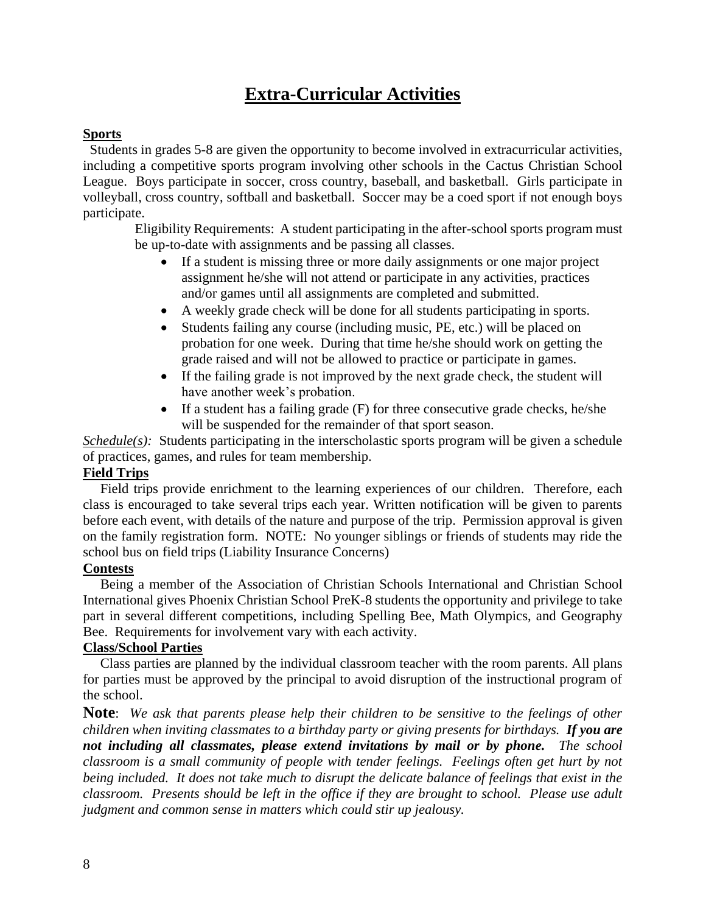# Extra-Curricular Activities

**Sports**

Students in grades 5-8 are given the opportunity to become involved in extracurricular activities, including a competitive sports program involving other schools in the Cactus Christian School League. Boys participate in soccer, cross country, baseball, and basketball. Girls participate in volleyball, cross country, softball and basketball. Soccer may be a coed sport if not enough boys participate.

Eligibility Requirements: A student participating in the after-school sports program must be up-to-date with assignments and be passing all classes.

- If a student is missing three or more daily assignments or one major project assignment he/she will not attend or participate in any activities, practices and/or games until all assignments are completed and submitted.
- A weekly grade check will be done for all students participating in sports.
- Students failing any course (including music, PE, etc.) will be placed on probation for one week. During that time he/she should work on getting the grade raised and will not be allowed to practice or participate in games.
- If the failing grade is not improved by the next grade check, the student will have another week's probation.
- If a student has a failing grade (F) for three consecutive grade checks, he/she will be suspended for the remainder of that sport season.

*Schedule(s):* Students participating in the interscholastic sports program will be given a schedule of practices, games, and rules for team membership.

**Field Trips**

Field trips provide enrichment to the learning experiences of our children. Therefore, each class is encouraged to take several trips each year. Written notification will be given to parents before each event, with details of the nature and purpose of the trip. Permission approval is given on the family registration form. NOTE: No younger siblings or friends of students may ride the school bus on field trips (Liability Insurance Concerns)

**Contests**

Being a member of the Association of Christian Schools International and Christian School International gives Phoenix Christian School PreK-8 students the opportunity and privilege to take part in several different competitions, including Spelling Bee, Math Olympics, and Geography Bee. Requirements for involvement vary with each activity.

**Class/School Parties**

Class parties are planned by the individual classroom teacher with the room parents. All plans for parties must be approved by the principal to avoid disruption of the instructional program of the school.

**Note**: *We ask that parents please help their children to be sensitive to the feelings of other children when inviting classmates to a birthday party or giving presents for birthdays.* ***If you are not including all classmates, please extend invitations by mail or by phone.*** *The school classroom is a small community of people with tender feelings. Feelings often get hurt by not being included. It does not take much to disrupt the delicate balance of feelings that exist in the classroom. Presents should be left in the office if they are brought to school. Please use adult judgment and common sense in matters which could stir up jealousy.*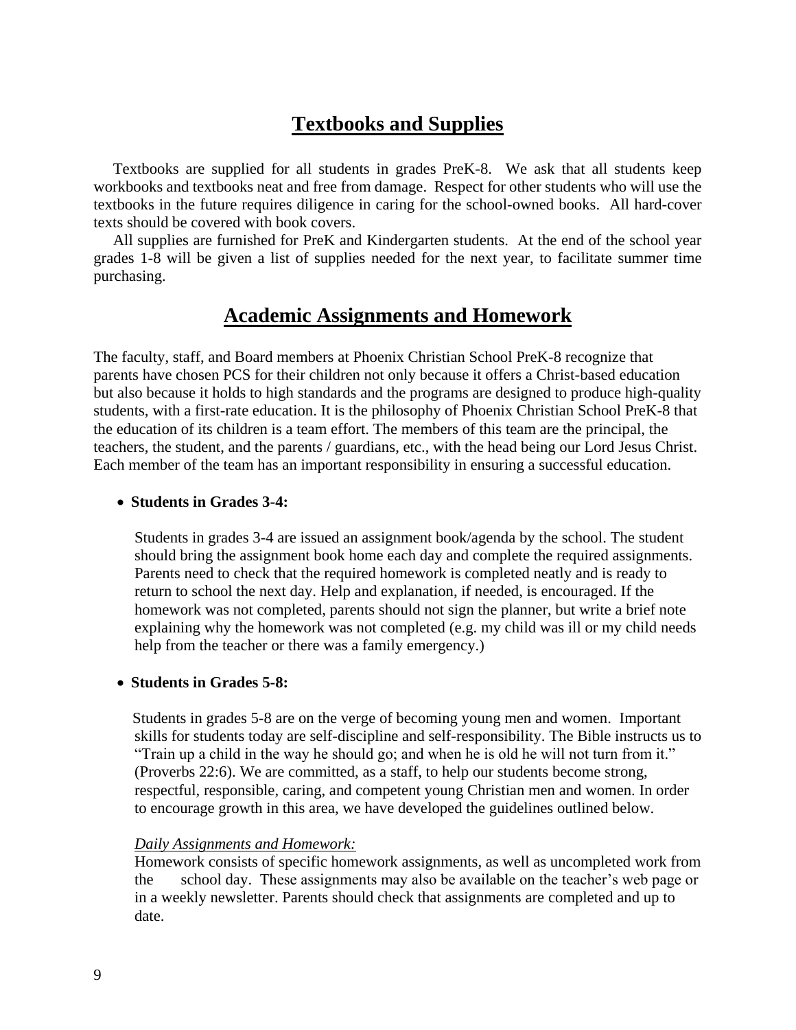# Textbooks and Supplies

Textbooks are supplied for all students in grades PreK-8. We ask that all students keep workbooks and textbooks neat and free from damage. Respect for other students who will use the textbooks in the future requires diligence in caring for the school-owned books. All hard-cover texts should be covered with book covers.

All supplies are furnished for PreK and Kindergarten students. At the end of the school year grades 1-8 will be given a list of supplies needed for the next year, to facilitate summer time purchasing.

# Academic Assignments and Homework

The faculty, staff, and Board members at Phoenix Christian School PreK-8 recognize that parents have chosen PCS for their children not only because it offers a Christ-based education but also because it holds to high standards and the programs are designed to produce high-quality students, with a first-rate education. It is the philosophy of Phoenix Christian School PreK-8 that the education of its children is a team effort. The members of this team are the principal, the teachers, the student, and the parents / guardians, etc., with the head being our Lord Jesus Christ. Each member of the team has an important responsibility in ensuring a successful education.

- **Students in Grades 3-4:**

  Students in grades 3-4 are issued an assignment book/agenda by the school. The student should bring the assignment book home each day and complete the required assignments. Parents need to check that the required homework is completed neatly and is ready to return to school the next day. Help and explanation, if needed, is encouraged. If the homework was not completed, parents should not sign the planner, but write a brief note explaining why the homework was not completed (e.g. my child was ill or my child needs help from the teacher or there was a family emergency.)

- **Students in Grades 5-8:**

  Students in grades 5-8 are on the verge of becoming young men and women. Important skills for students today are self-discipline and self-responsibility. The Bible instructs us to "Train up a child in the way he should go; and when he is old he will not turn from it." (Proverbs 22:6). We are committed, as a staff, to help our students become strong, respectful, responsible, caring, and competent young Christian men and women. In order to encourage growth in this area, we have developed the guidelines outlined below.

  *Daily Assignments and Homework:*
  Homework consists of specific homework assignments, as well as uncompleted work from the school day. These assignments may also be available on the teacher's web page or in a weekly newsletter. Parents should check that assignments are completed and up to date.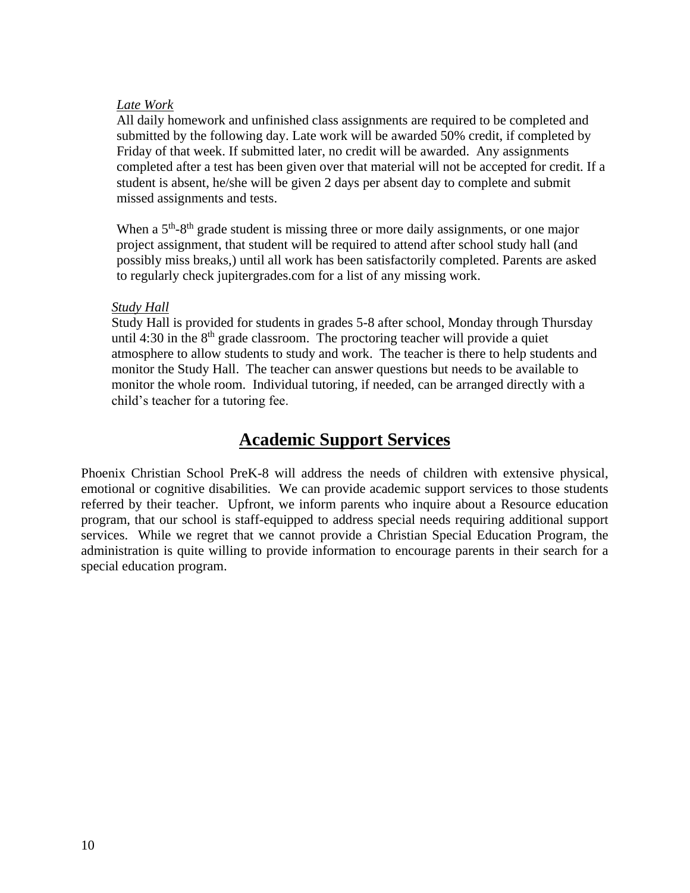*Late Work*

All daily homework and unfinished class assignments are required to be completed and submitted by the following day. Late work will be awarded 50% credit, if completed by Friday of that week. If submitted later, no credit will be awarded. Any assignments completed after a test has been given over that material will not be accepted for credit. If a student is absent, he/she will be given 2 days per absent day to complete and submit missed assignments and tests.

When a 5th-8th grade student is missing three or more daily assignments, or one major project assignment, that student will be required to attend after school study hall (and possibly miss breaks,) until all work has been satisfactorily completed. Parents are asked to regularly check jupitergrades.com for a list of any missing work.

*Study Hall*

Study Hall is provided for students in grades 5-8 after school, Monday through Thursday until 4:30 in the 8th grade classroom. The proctoring teacher will provide a quiet atmosphere to allow students to study and work. The teacher is there to help students and monitor the Study Hall. The teacher can answer questions but needs to be available to monitor the whole room. Individual tutoring, if needed, can be arranged directly with a child's teacher for a tutoring fee.

## Academic Support Services

Phoenix Christian School PreK-8 will address the needs of children with extensive physical, emotional or cognitive disabilities. We can provide academic support services to those students referred by their teacher. Upfront, we inform parents who inquire about a Resource education program, that our school is staff-equipped to address special needs requiring additional support services. While we regret that we cannot provide a Christian Special Education Program, the administration is quite willing to provide information to encourage parents in their search for a special education program.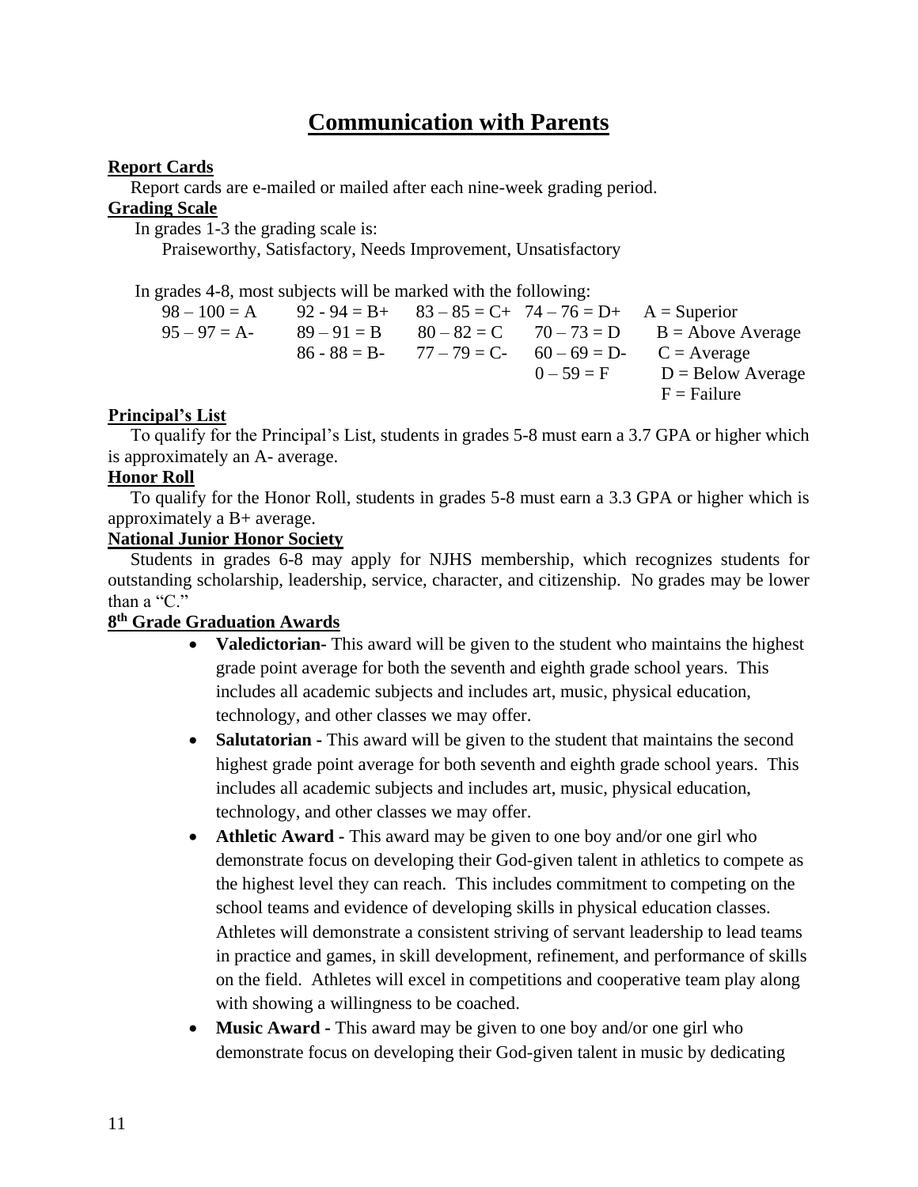# Communication with Parents

**Report Cards**

Report cards are e-mailed or mailed after each nine-week grading period.

**Grading Scale**

In grades 1-3 the grading scale is:

Praiseworthy, Satisfactory, Needs Improvement, Unsatisfactory

In grades 4-8, most subjects will be marked with the following:

| | | | | |
|---|---|---|---|---|
| 98 – 100 = A | 92 - 94 = B+ | 83 – 85 = C+ | 74 – 76 = D+ | A = Superior |
| 95 – 97 = A- | 89 – 91 = B | 80 – 82 = C | 70 – 73 = D | B = Above Average |
| | 86 - 88 = B- | 77 – 79 = C- | 60 – 69 = D- | C = Average |
| | | | 0 – 59 = F | D = Below Average |
| | | | | F = Failure |

**Principal's List**

To qualify for the Principal's List, students in grades 5-8 must earn a 3.7 GPA or higher which is approximately an A- average.

**Honor Roll**

To qualify for the Honor Roll, students in grades 5-8 must earn a 3.3 GPA or higher which is approximately a B+ average.

**National Junior Honor Society**

Students in grades 6-8 may apply for NJHS membership, which recognizes students for outstanding scholarship, leadership, service, character, and citizenship. No grades may be lower than a "C."

**8th Grade Graduation Awards**

- **Valedictorian-** This award will be given to the student who maintains the highest grade point average for both the seventh and eighth grade school years. This includes all academic subjects and includes art, music, physical education, technology, and other classes we may offer.
- **Salutatorian -** This award will be given to the student that maintains the second highest grade point average for both seventh and eighth grade school years. This includes all academic subjects and includes art, music, physical education, technology, and other classes we may offer.
- **Athletic Award -** This award may be given to one boy and/or one girl who demonstrate focus on developing their God-given talent in athletics to compete as the highest level they can reach. This includes commitment to competing on the school teams and evidence of developing skills in physical education classes. Athletes will demonstrate a consistent striving of servant leadership to lead teams in practice and games, in skill development, refinement, and performance of skills on the field. Athletes will excel in competitions and cooperative team play along with showing a willingness to be coached.
- **Music Award -** This award may be given to one boy and/or one girl who demonstrate focus on developing their God-given talent in music by dedicating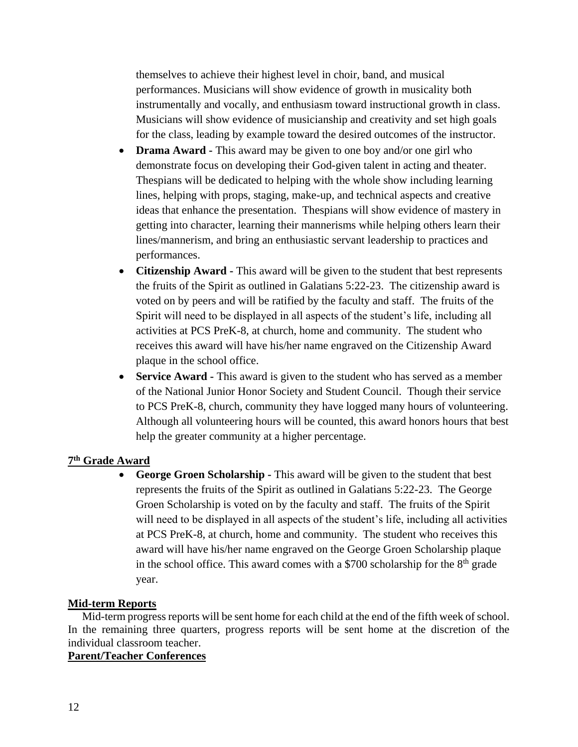themselves to achieve their highest level in choir, band, and musical performances. Musicians will show evidence of growth in musicality both instrumentally and vocally, and enthusiasm toward instructional growth in class. Musicians will show evidence of musicianship and creativity and set high goals for the class, leading by example toward the desired outcomes of the instructor.

- **Drama Award -** This award may be given to one boy and/or one girl who demonstrate focus on developing their God-given talent in acting and theater. Thespians will be dedicated to helping with the whole show including learning lines, helping with props, staging, make-up, and technical aspects and creative ideas that enhance the presentation. Thespians will show evidence of mastery in getting into character, learning their mannerisms while helping others learn their lines/mannerism, and bring an enthusiastic servant leadership to practices and performances.
- **Citizenship Award -** This award will be given to the student that best represents the fruits of the Spirit as outlined in Galatians 5:22-23. The citizenship award is voted on by peers and will be ratified by the faculty and staff. The fruits of the Spirit will need to be displayed in all aspects of the student's life, including all activities at PCS PreK-8, at church, home and community. The student who receives this award will have his/her name engraved on the Citizenship Award plaque in the school office.
- **Service Award -** This award is given to the student who has served as a member of the National Junior Honor Society and Student Council. Though their service to PCS PreK-8, church, community they have logged many hours of volunteering. Although all volunteering hours will be counted, this award honors hours that best help the greater community at a higher percentage.

**7th Grade Award**

- **George Groen Scholarship -** This award will be given to the student that best represents the fruits of the Spirit as outlined in Galatians 5:22-23. The George Groen Scholarship is voted on by the faculty and staff. The fruits of the Spirit will need to be displayed in all aspects of the student's life, including all activities at PCS PreK-8, at church, home and community. The student who receives this award will have his/her name engraved on the George Groen Scholarship plaque in the school office. This award comes with a $700 scholarship for the 8th grade year.

**Mid-term Reports**

Mid-term progress reports will be sent home for each child at the end of the fifth week of school. In the remaining three quarters, progress reports will be sent home at the discretion of the individual classroom teacher.

**Parent/Teacher Conferences**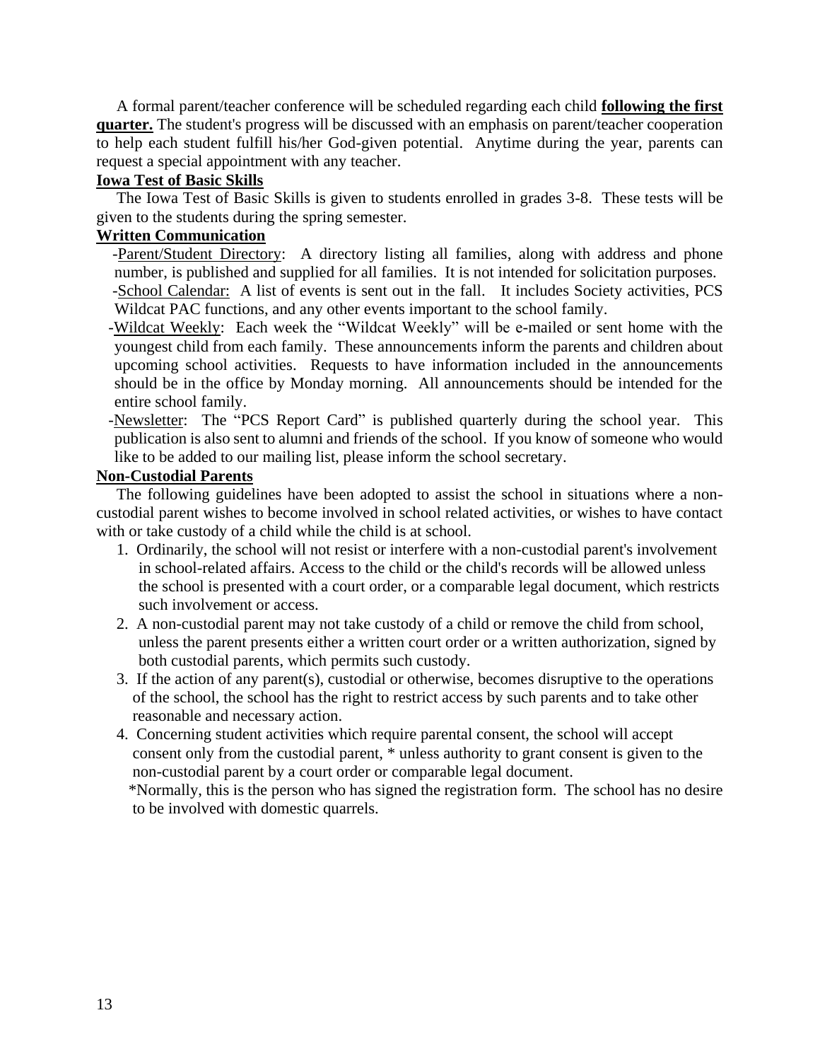A formal parent/teacher conference will be scheduled regarding each child **following the first quarter.** The student's progress will be discussed with an emphasis on parent/teacher cooperation to help each student fulfill his/her God-given potential. Anytime during the year, parents can request a special appointment with any teacher.

**Iowa Test of Basic Skills**

The Iowa Test of Basic Skills is given to students enrolled in grades 3-8. These tests will be given to the students during the spring semester.

**Written Communication**

-Parent/Student Directory: A directory listing all families, along with address and phone number, is published and supplied for all families. It is not intended for solicitation purposes.

-School Calendar: A list of events is sent out in the fall. It includes Society activities, PCS Wildcat PAC functions, and any other events important to the school family.

-Wildcat Weekly: Each week the "Wildcat Weekly" will be e-mailed or sent home with the youngest child from each family. These announcements inform the parents and children about upcoming school activities. Requests to have information included in the announcements should be in the office by Monday morning. All announcements should be intended for the entire school family.

-Newsletter: The "PCS Report Card" is published quarterly during the school year. This publication is also sent to alumni and friends of the school. If you know of someone who would like to be added to our mailing list, please inform the school secretary.

**Non-Custodial Parents**

The following guidelines have been adopted to assist the school in situations where a non-custodial parent wishes to become involved in school related activities, or wishes to have contact with or take custody of a child while the child is at school.

1. Ordinarily, the school will not resist or interfere with a non-custodial parent's involvement in school-related affairs. Access to the child or the child's records will be allowed unless the school is presented with a court order, or a comparable legal document, which restricts such involvement or access.
2. A non-custodial parent may not take custody of a child or remove the child from school, unless the parent presents either a written court order or a written authorization, signed by both custodial parents, which permits such custody.
3. If the action of any parent(s), custodial or otherwise, becomes disruptive to the operations of the school, the school has the right to restrict access by such parents and to take other reasonable and necessary action.
4. Concerning student activities which require parental consent, the school will accept consent only from the custodial parent, * unless authority to grant consent is given to the non-custodial parent by a court order or comparable legal document.

   *Normally, this is the person who has signed the registration form. The school has no desire to be involved with domestic quarrels.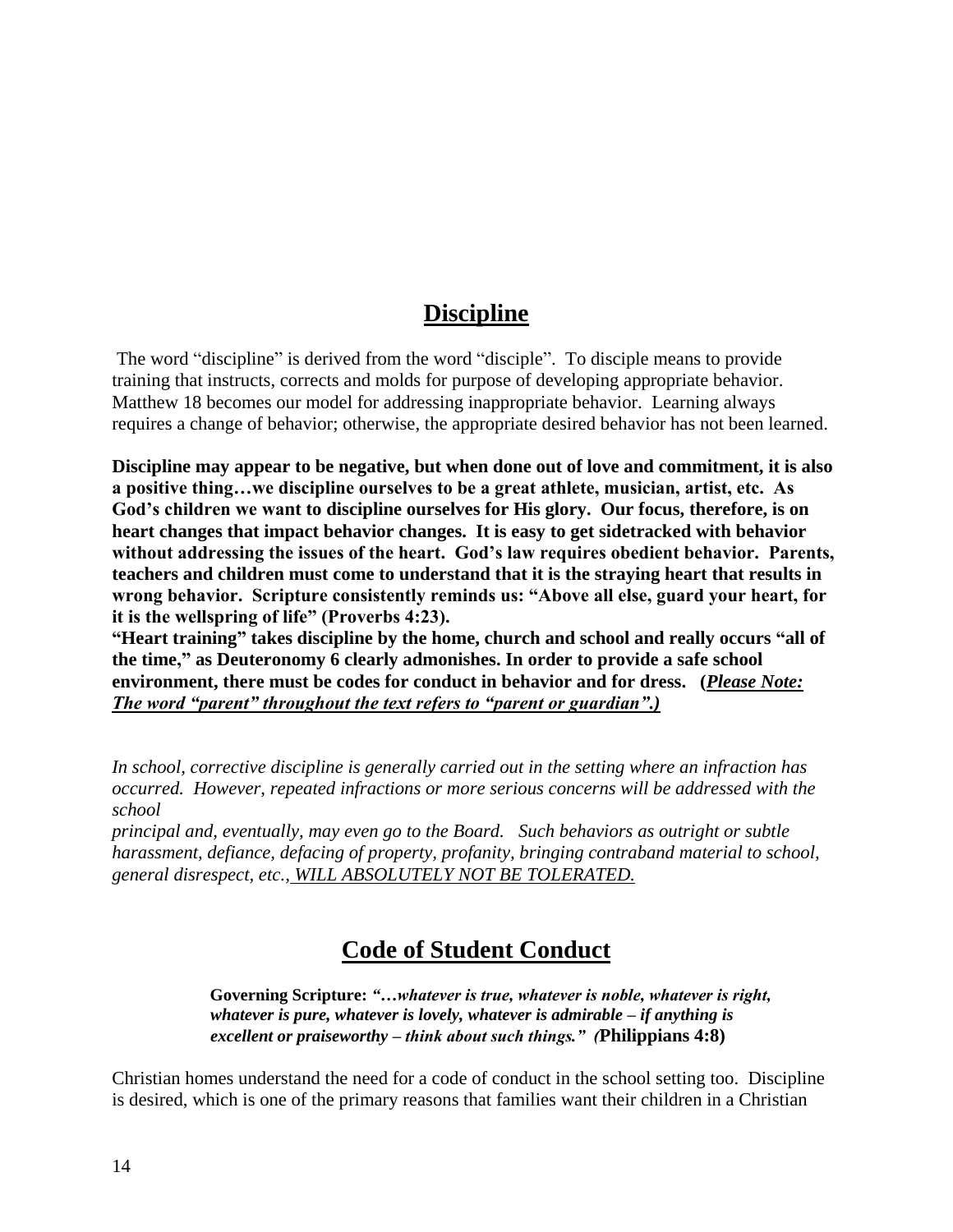## **Discipline**

The word "discipline" is derived from the word "disciple". To disciple means to provide training that instructs, corrects and molds for purpose of developing appropriate behavior. Matthew 18 becomes our model for addressing inappropriate behavior. Learning always requires a change of behavior; otherwise, the appropriate desired behavior has not been learned.

**Discipline may appear to be negative, but when done out of love and commitment, it is also a positive thing…we discipline ourselves to be a great athlete, musician, artist, etc. As God's children we want to discipline ourselves for His glory. Our focus, therefore, is on heart changes that impact behavior changes. It is easy to get sidetracked with behavior without addressing the issues of the heart. God's law requires obedient behavior. Parents, teachers and children must come to understand that it is the straying heart that results in wrong behavior. Scripture consistently reminds us: "Above all else, guard your heart, for it is the wellspring of life" (Proverbs 4:23).**
**"Heart training" takes discipline by the home, church and school and really occurs "all of the time," as Deuteronomy 6 clearly admonishes. In order to provide a safe school environment, there must be codes for conduct in behavior and for dress. (*Please Note: The word "parent" throughout the text refers to "parent or guardian".)***

*In school, corrective discipline is generally carried out in the setting where an infraction has occurred. However, repeated infractions or more serious concerns will be addressed with the school principal and, eventually, may even go to the Board. Such behaviors as outright or subtle harassment, defiance, defacing of property, profanity, bringing contraband material to school, general disrespect, etc., WILL ABSOLUTELY NOT BE TOLERATED.*

## **Code of Student Conduct**

> **Governing Scripture:** ***"…whatever is true, whatever is noble, whatever is right, whatever is pure, whatever is lovely, whatever is admirable – if anything is excellent or praiseworthy – think about such things." (*Philippians 4:8)**

Christian homes understand the need for a code of conduct in the school setting too. Discipline is desired, which is one of the primary reasons that families want their children in a Christian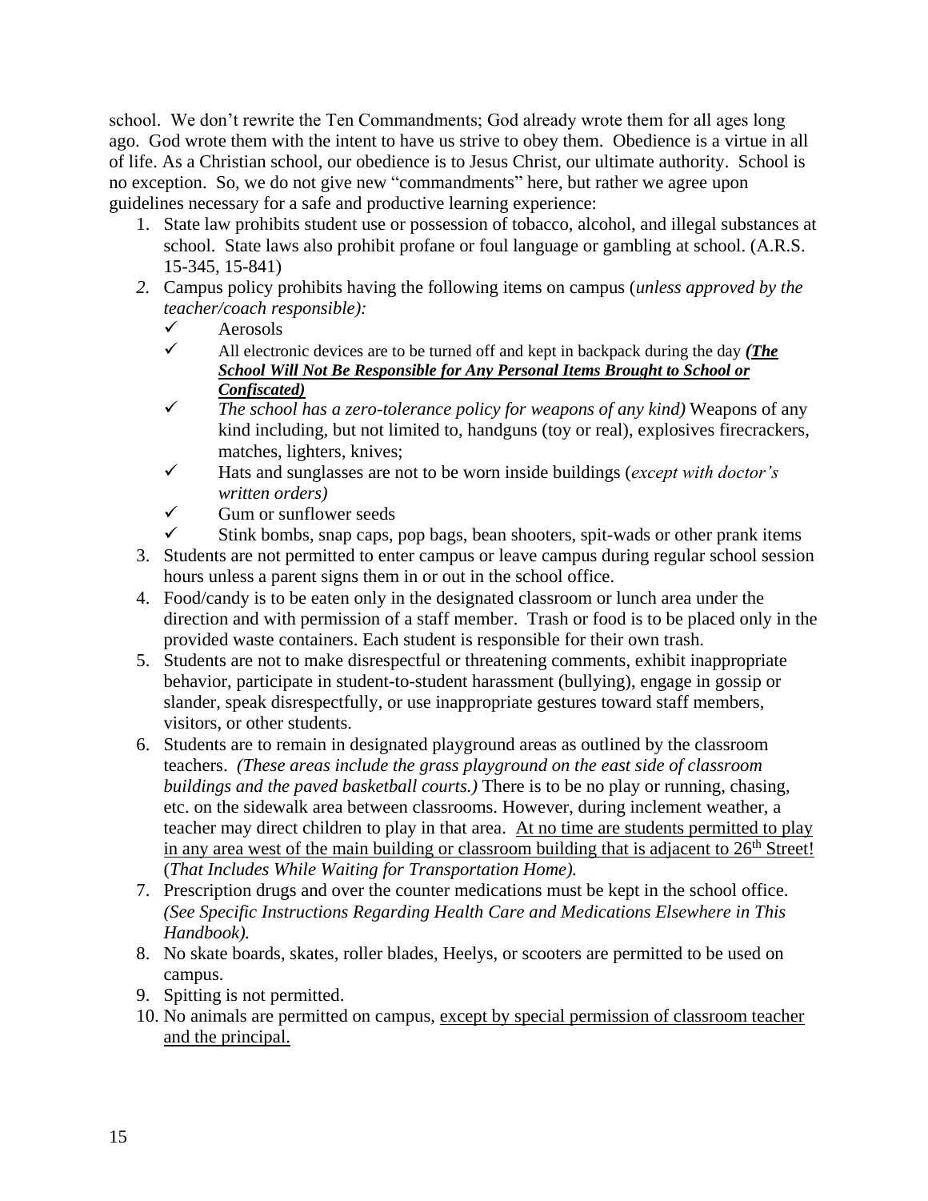school. We don't rewrite the Ten Commandments; God already wrote them for all ages long ago. God wrote them with the intent to have us strive to obey them. Obedience is a virtue in all of life. As a Christian school, our obedience is to Jesus Christ, our ultimate authority. School is no exception. So, we do not give new "commandments" here, but rather we agree upon guidelines necessary for a safe and productive learning experience:

1. State law prohibits student use or possession of tobacco, alcohol, and illegal substances at school. State laws also prohibit profane or foul language or gambling at school. (A.R.S. 15-345, 15-841)
2. Campus policy prohibits having the following items on campus (*unless approved by the teacher/coach responsible):*
   - ✓ Aerosols
   - ✓ All electronic devices are to be turned off and kept in backpack during the day ***(The School Will Not Be Responsible for Any Personal Items Brought to School or Confiscated)***
   - ✓ *The school has a zero-tolerance policy for weapons of any kind)* Weapons of any kind including, but not limited to, handguns (toy or real), explosives firecrackers, matches, lighters, knives;
   - ✓ Hats and sunglasses are not to be worn inside buildings (*except with doctor's written orders)*
   - ✓ Gum or sunflower seeds
   - ✓ Stink bombs, snap caps, pop bags, bean shooters, spit-wads or other prank items
3. Students are not permitted to enter campus or leave campus during regular school session hours unless a parent signs them in or out in the school office.
4. Food/candy is to be eaten only in the designated classroom or lunch area under the direction and with permission of a staff member. Trash or food is to be placed only in the provided waste containers. Each student is responsible for their own trash.
5. Students are not to make disrespectful or threatening comments, exhibit inappropriate behavior, participate in student-to-student harassment (bullying), engage in gossip or slander, speak disrespectfully, or use inappropriate gestures toward staff members, visitors, or other students.
6. Students are to remain in designated playground areas as outlined by the classroom teachers. *(These areas include the grass playground on the east side of classroom buildings and the paved basketball courts.)* There is to be no play or running, chasing, etc. on the sidewalk area between classrooms. However, during inclement weather, a teacher may direct children to play in that area. At no time are students permitted to play in any area west of the main building or classroom building that is adjacent to 26th Street! (*That Includes While Waiting for Transportation Home).*
7. Prescription drugs and over the counter medications must be kept in the school office. *(See Specific Instructions Regarding Health Care and Medications Elsewhere in This Handbook).*
8. No skate boards, skates, roller blades, Heelys, or scooters are permitted to be used on campus.
9. Spitting is not permitted.
10. No animals are permitted on campus, except by special permission of classroom teacher and the principal.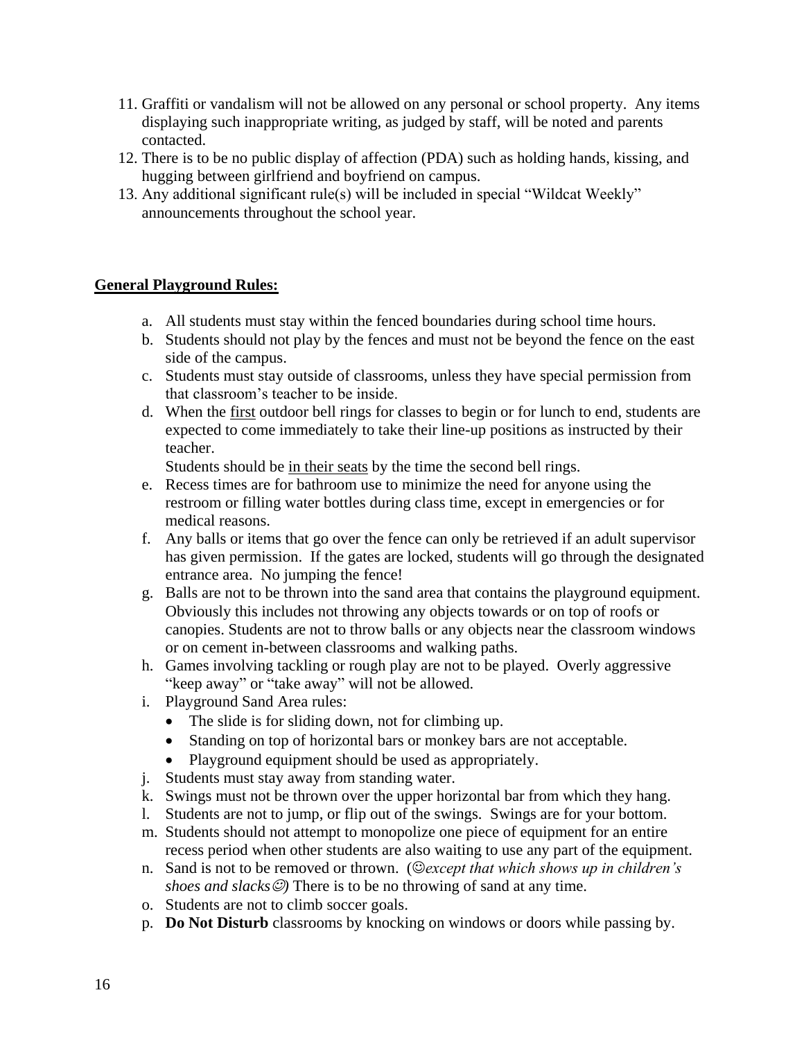11. Graffiti or vandalism will not be allowed on any personal or school property. Any items displaying such inappropriate writing, as judged by staff, will be noted and parents contacted.
12. There is to be no public display of affection (PDA) such as holding hands, kissing, and hugging between girlfriend and boyfriend on campus.
13. Any additional significant rule(s) will be included in special "Wildcat Weekly" announcements throughout the school year.

**General Playground Rules:**

a. All students must stay within the fenced boundaries during school time hours.
b. Students should not play by the fences and must not be beyond the fence on the east side of the campus.
c. Students must stay outside of classrooms, unless they have special permission from that classroom's teacher to be inside.
d. When the <u>first</u> outdoor bell rings for classes to begin or for lunch to end, students are expected to come immediately to take their line-up positions as instructed by their teacher.
   Students should be <u>in their seats</u> by the time the second bell rings.
e. Recess times are for bathroom use to minimize the need for anyone using the restroom or filling water bottles during class time, except in emergencies or for medical reasons.
f. Any balls or items that go over the fence can only be retrieved if an adult supervisor has given permission. If the gates are locked, students will go through the designated entrance area. No jumping the fence!
g. Balls are not to be thrown into the sand area that contains the playground equipment. Obviously this includes not throwing any objects towards or on top of roofs or canopies. Students are not to throw balls or any objects near the classroom windows or on cement in-between classrooms and walking paths.
h. Games involving tackling or rough play are not to be played. Overly aggressive "keep away" or "take away" will not be allowed.
i. Playground Sand Area rules:
   - The slide is for sliding down, not for climbing up.
   - Standing on top of horizontal bars or monkey bars are not acceptable.
   - Playground equipment should be used as appropriately.
j. Students must stay away from standing water.
k. Swings must not be thrown over the upper horizontal bar from which they hang.
l. Students are not to jump, or flip out of the swings. Swings are for your bottom.
m. Students should not attempt to monopolize one piece of equipment for an entire recess period when other students are also waiting to use any part of the equipment.
n. Sand is not to be removed or thrown. (☺*except that which shows up in children's shoes and slacks*☺) There is to be no throwing of sand at any time.
o. Students are not to climb soccer goals.
p. **Do Not Disturb** classrooms by knocking on windows or doors while passing by.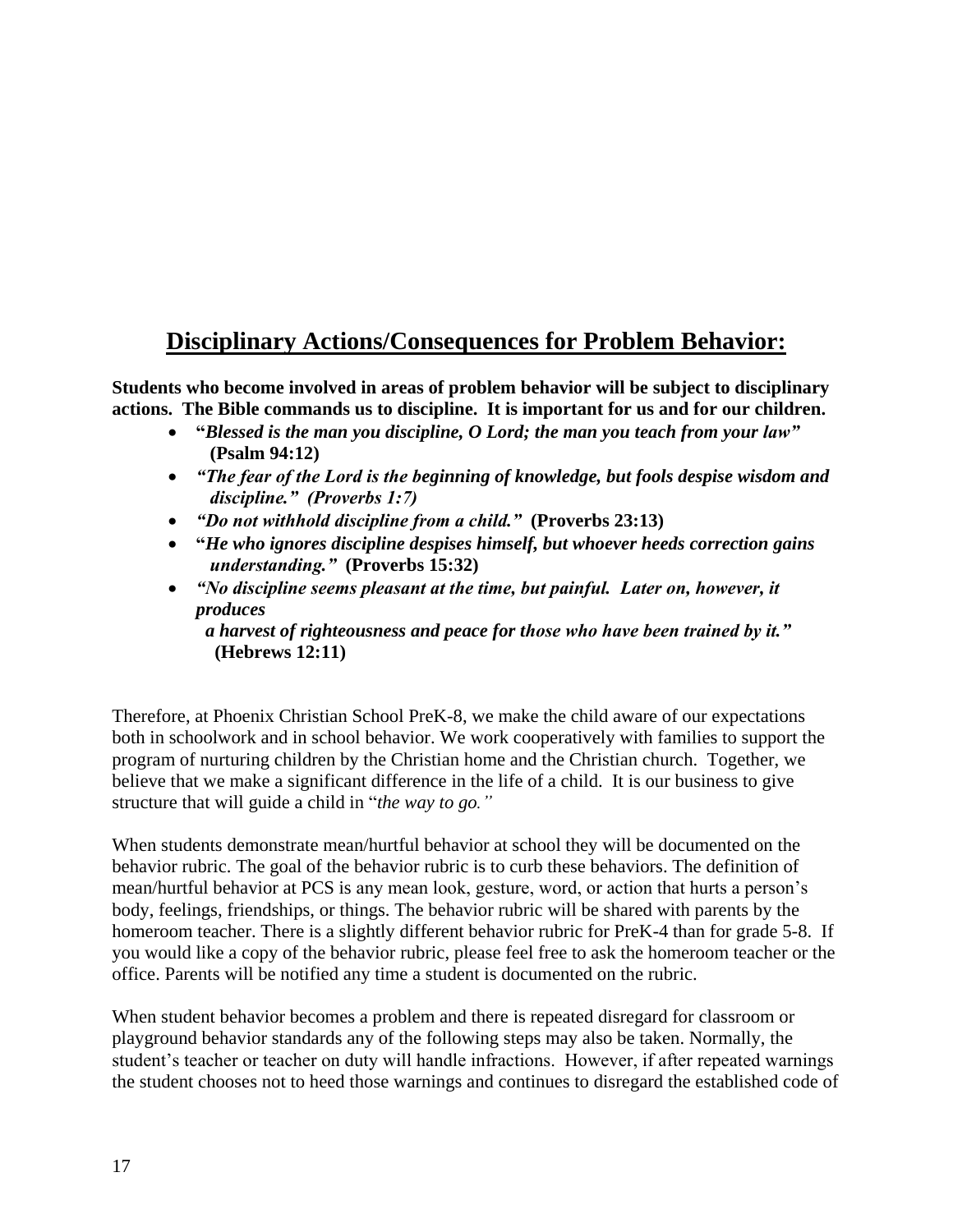## Disciplinary Actions/Consequences for Problem Behavior:

**Students who become involved in areas of problem behavior will be subject to disciplinary actions. The Bible commands us to discipline. It is important for us and for our children.**

- **"*Blessed is the man you discipline, O Lord; the man you teach from your law*" (Psalm 94:12)**
- ***"The fear of the Lord is the beginning of knowledge, but fools despise wisdom and discipline." (Proverbs 1:7)***
- ***"Do not withhold discipline from a child."* (Proverbs 23:13)**
- **"*He who ignores discipline despises himself, but whoever heeds correction gains understanding.*" (Proverbs 15:32)**
- ***"No discipline seems pleasant at the time, but painful. Later on, however, it produces a harvest of righteousness and peace for those who have been trained by it."* (Hebrews 12:11)**

Therefore, at Phoenix Christian School PreK-8, we make the child aware of our expectations both in schoolwork and in school behavior. We work cooperatively with families to support the program of nurturing children by the Christian home and the Christian church. Together, we believe that we make a significant difference in the life of a child. It is our business to give structure that will guide a child in "*the way to go."*

When students demonstrate mean/hurtful behavior at school they will be documented on the behavior rubric. The goal of the behavior rubric is to curb these behaviors. The definition of mean/hurtful behavior at PCS is any mean look, gesture, word, or action that hurts a person's body, feelings, friendships, or things. The behavior rubric will be shared with parents by the homeroom teacher. There is a slightly different behavior rubric for PreK-4 than for grade 5-8. If you would like a copy of the behavior rubric, please feel free to ask the homeroom teacher or the office. Parents will be notified any time a student is documented on the rubric.

When student behavior becomes a problem and there is repeated disregard for classroom or playground behavior standards any of the following steps may also be taken. Normally, the student's teacher or teacher on duty will handle infractions. However, if after repeated warnings the student chooses not to heed those warnings and continues to disregard the established code of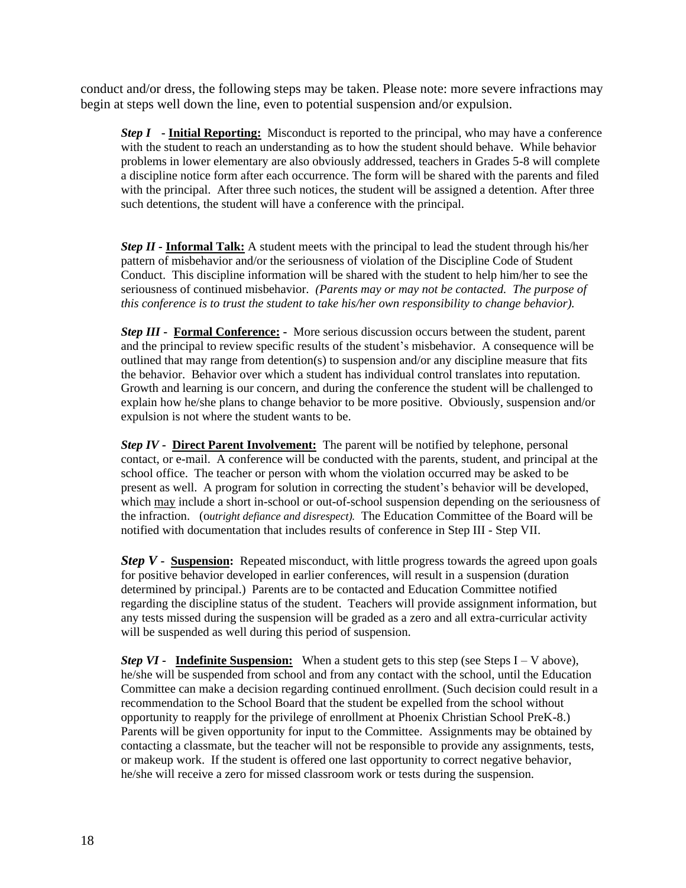conduct and/or dress, the following steps may be taken. Please note: more severe infractions may begin at steps well down the line, even to potential suspension and/or expulsion.

***Step I*** **- <u>Initial Reporting:</u>** Misconduct is reported to the principal, who may have a conference with the student to reach an understanding as to how the student should behave. While behavior problems in lower elementary are also obviously addressed, teachers in Grades 5-8 will complete a discipline notice form after each occurrence. The form will be shared with the parents and filed with the principal. After three such notices, the student will be assigned a detention. After three such detentions, the student will have a conference with the principal.

***Step II*** **- <u>Informal Talk:</u>** A student meets with the principal to lead the student through his/her pattern of misbehavior and/or the seriousness of violation of the Discipline Code of Student Conduct. This discipline information will be shared with the student to help him/her to see the seriousness of continued misbehavior. *(Parents may or may not be contacted. The purpose of this conference is to trust the student to take his/her own responsibility to change behavior).*

***Step III*** **- <u>Formal Conference:</u> -** More serious discussion occurs between the student, parent and the principal to review specific results of the student's misbehavior. A consequence will be outlined that may range from detention(s) to suspension and/or any discipline measure that fits the behavior. Behavior over which a student has individual control translates into reputation. Growth and learning is our concern, and during the conference the student will be challenged to explain how he/she plans to change behavior to be more positive. Obviously, suspension and/or expulsion is not where the student wants to be.

***Step IV*** **- <u>Direct Parent Involvement:</u>** The parent will be notified by telephone, personal contact, or e-mail. A conference will be conducted with the parents, student, and principal at the school office. The teacher or person with whom the violation occurred may be asked to be present as well. A program for solution in correcting the student's behavior will be developed, which <u>may</u> include a short in-school or out-of-school suspension depending on the seriousness of the infraction. (*outright defiance and disrespect).* The Education Committee of the Board will be notified with documentation that includes results of conference in Step III - Step VII.

***Step V*** **- <u>Suspension</u>:** Repeated misconduct, with little progress towards the agreed upon goals for positive behavior developed in earlier conferences, will result in a suspension (duration determined by principal.) Parents are to be contacted and Education Committee notified regarding the discipline status of the student. Teachers will provide assignment information, but any tests missed during the suspension will be graded as a zero and all extra-curricular activity will be suspended as well during this period of suspension.

***Step VI*** **- <u>Indefinite Suspension:</u>** When a student gets to this step (see Steps I – V above), he/she will be suspended from school and from any contact with the school, until the Education Committee can make a decision regarding continued enrollment. (Such decision could result in a recommendation to the School Board that the student be expelled from the school without opportunity to reapply for the privilege of enrollment at Phoenix Christian School PreK-8.) Parents will be given opportunity for input to the Committee. Assignments may be obtained by contacting a classmate, but the teacher will not be responsible to provide any assignments, tests, or makeup work. If the student is offered one last opportunity to correct negative behavior, he/she will receive a zero for missed classroom work or tests during the suspension.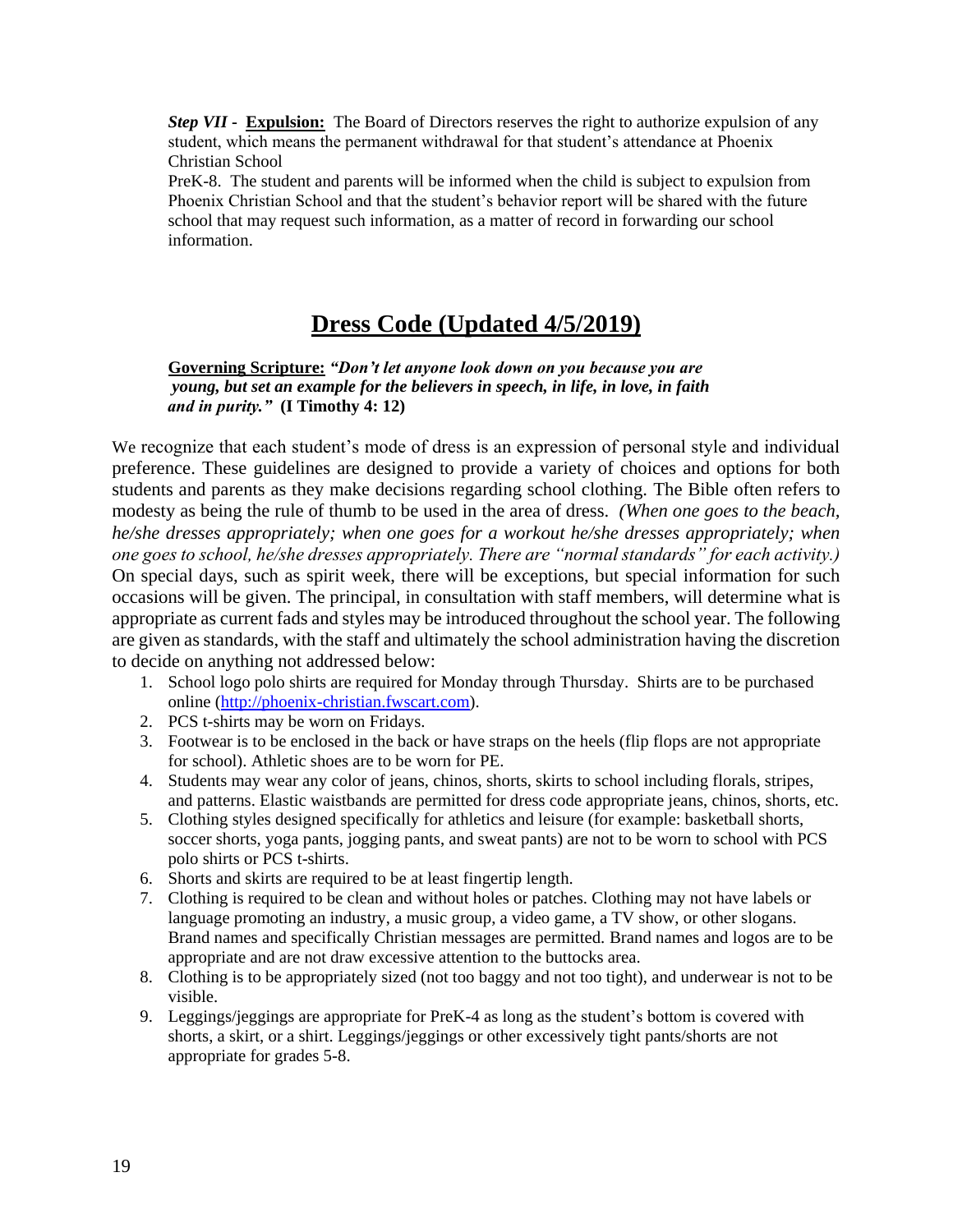*Step VII* - **Expulsion:** The Board of Directors reserves the right to authorize expulsion of any student, which means the permanent withdrawal for that student's attendance at Phoenix Christian School

PreK-8. The student and parents will be informed when the child is subject to expulsion from Phoenix Christian School and that the student's behavior report will be shared with the future school that may request such information, as a matter of record in forwarding our school information.

# Dress Code (Updated 4/5/2019)

**Governing Scripture:** ***"Don't let anyone look down on you because you are young, but set an example for the believers in speech, in life, in love, in faith and in purity."*** **(I Timothy 4: 12)**

We recognize that each student's mode of dress is an expression of personal style and individual preference. These guidelines are designed to provide a variety of choices and options for both students and parents as they make decisions regarding school clothing. The Bible often refers to modesty as being the rule of thumb to be used in the area of dress. *(When one goes to the beach, he/she dresses appropriately; when one goes for a workout he/she dresses appropriately; when one goes to school, he/she dresses appropriately. There are "normal standards" for each activity.)* On special days, such as spirit week, there will be exceptions, but special information for such occasions will be given. The principal, in consultation with staff members, will determine what is appropriate as current fads and styles may be introduced throughout the school year. The following are given as standards, with the staff and ultimately the school administration having the discretion to decide on anything not addressed below:

1. School logo polo shirts are required for Monday through Thursday. Shirts are to be purchased online (http://phoenix-christian.fwscart.com).
2. PCS t-shirts may be worn on Fridays.
3. Footwear is to be enclosed in the back or have straps on the heels (flip flops are not appropriate for school). Athletic shoes are to be worn for PE.
4. Students may wear any color of jeans, chinos, shorts, skirts to school including florals, stripes, and patterns. Elastic waistbands are permitted for dress code appropriate jeans, chinos, shorts, etc.
5. Clothing styles designed specifically for athletics and leisure (for example: basketball shorts, soccer shorts, yoga pants, jogging pants, and sweat pants) are not to be worn to school with PCS polo shirts or PCS t-shirts.
6. Shorts and skirts are required to be at least fingertip length.
7. Clothing is required to be clean and without holes or patches. Clothing may not have labels or language promoting an industry, a music group, a video game, a TV show, or other slogans. Brand names and specifically Christian messages are permitted. Brand names and logos are to be appropriate and are not draw excessive attention to the buttocks area.
8. Clothing is to be appropriately sized (not too baggy and not too tight), and underwear is not to be visible.
9. Leggings/jeggings are appropriate for PreK-4 as long as the student's bottom is covered with shorts, a skirt, or a shirt. Leggings/jeggings or other excessively tight pants/shorts are not appropriate for grades 5-8.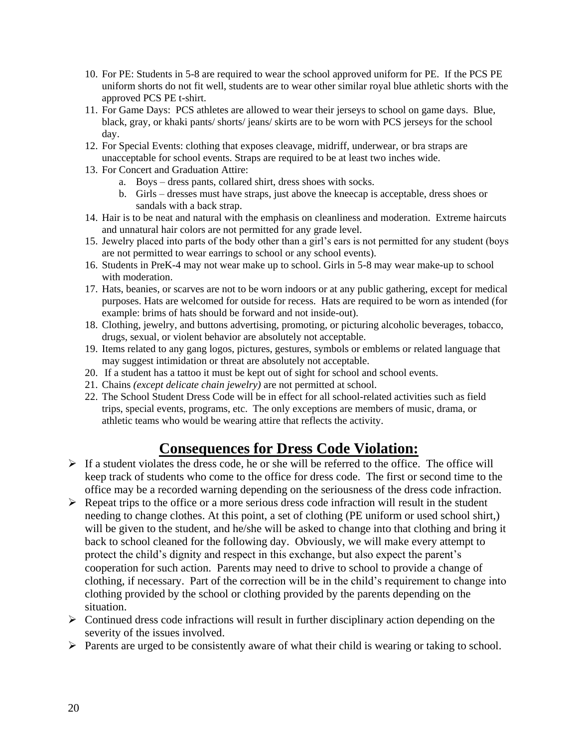10. For PE: Students in 5-8 are required to wear the school approved uniform for PE. If the PCS PE uniform shorts do not fit well, students are to wear other similar royal blue athletic shorts with the approved PCS PE t-shirt.
11. For Game Days: PCS athletes are allowed to wear their jerseys to school on game days. Blue, black, gray, or khaki pants/ shorts/ jeans/ skirts are to be worn with PCS jerseys for the school day.
12. For Special Events: clothing that exposes cleavage, midriff, underwear, or bra straps are unacceptable for school events. Straps are required to be at least two inches wide.
13. For Concert and Graduation Attire:
    a. Boys – dress pants, collared shirt, dress shoes with socks.
    b. Girls – dresses must have straps, just above the kneecap is acceptable, dress shoes or sandals with a back strap.
14. Hair is to be neat and natural with the emphasis on cleanliness and moderation. Extreme haircuts and unnatural hair colors are not permitted for any grade level.
15. Jewelry placed into parts of the body other than a girl's ears is not permitted for any student (boys are not permitted to wear earrings to school or any school events).
16. Students in PreK-4 may not wear make up to school. Girls in 5-8 may wear make-up to school with moderation.
17. Hats, beanies, or scarves are not to be worn indoors or at any public gathering, except for medical purposes. Hats are welcomed for outside for recess. Hats are required to be worn as intended (for example: brims of hats should be forward and not inside-out).
18. Clothing, jewelry, and buttons advertising, promoting, or picturing alcoholic beverages, tobacco, drugs, sexual, or violent behavior are absolutely not acceptable.
19. Items related to any gang logos, pictures, gestures, symbols or emblems or related language that may suggest intimidation or threat are absolutely not acceptable.
20. If a student has a tattoo it must be kept out of sight for school and school events.
21. Chains *(except delicate chain jewelry)* are not permitted at school.
22. The School Student Dress Code will be in effect for all school-related activities such as field trips, special events, programs, etc. The only exceptions are members of music, drama, or athletic teams who would be wearing attire that reflects the activity.

## Consequences for Dress Code Violation:

- If a student violates the dress code, he or she will be referred to the office. The office will keep track of students who come to the office for dress code. The first or second time to the office may be a recorded warning depending on the seriousness of the dress code infraction.
- Repeat trips to the office or a more serious dress code infraction will result in the student needing to change clothes. At this point, a set of clothing (PE uniform or used school shirt,) will be given to the student, and he/she will be asked to change into that clothing and bring it back to school cleaned for the following day. Obviously, we will make every attempt to protect the child's dignity and respect in this exchange, but also expect the parent's cooperation for such action. Parents may need to drive to school to provide a change of clothing, if necessary. Part of the correction will be in the child's requirement to change into clothing provided by the school or clothing provided by the parents depending on the situation.
- Continued dress code infractions will result in further disciplinary action depending on the severity of the issues involved.
- Parents are urged to be consistently aware of what their child is wearing or taking to school.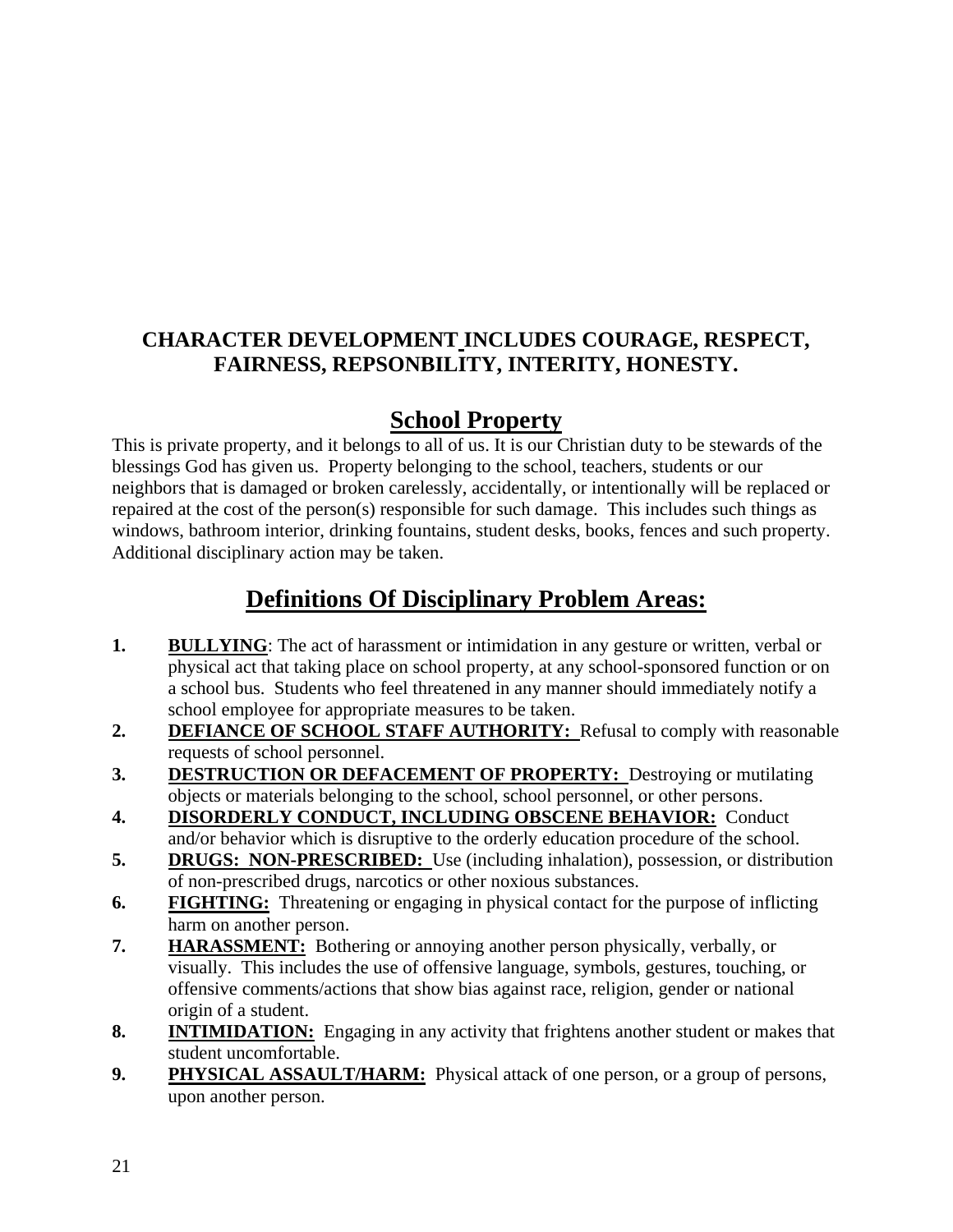**CHARACTER DEVELOPMENT INCLUDES COURAGE, RESPECT, FAIRNESS, REPSONBILITY, INTERITY, HONESTY.**

## School Property

This is private property, and it belongs to all of us. It is our Christian duty to be stewards of the blessings God has given us. Property belonging to the school, teachers, students or our neighbors that is damaged or broken carelessly, accidentally, or intentionally will be replaced or repaired at the cost of the person(s) responsible for such damage. This includes such things as windows, bathroom interior, drinking fountains, student desks, books, fences and such property. Additional disciplinary action may be taken.

## Definitions Of Disciplinary Problem Areas:

1. **BULLYING**: The act of harassment or intimidation in any gesture or written, verbal or physical act that taking place on school property, at any school-sponsored function or on a school bus. Students who feel threatened in any manner should immediately notify a school employee for appropriate measures to be taken.
2. **DEFIANCE OF SCHOOL STAFF AUTHORITY:** Refusal to comply with reasonable requests of school personnel.
3. **DESTRUCTION OR DEFACEMENT OF PROPERTY:** Destroying or mutilating objects or materials belonging to the school, school personnel, or other persons.
4. **DISORDERLY CONDUCT, INCLUDING OBSCENE BEHAVIOR:** Conduct and/or behavior which is disruptive to the orderly education procedure of the school.
5. **DRUGS: NON-PRESCRIBED:** Use (including inhalation), possession, or distribution of non-prescribed drugs, narcotics or other noxious substances.
6. **FIGHTING:** Threatening or engaging in physical contact for the purpose of inflicting harm on another person.
7. **HARASSMENT:** Bothering or annoying another person physically, verbally, or visually. This includes the use of offensive language, symbols, gestures, touching, or offensive comments/actions that show bias against race, religion, gender or national origin of a student.
8. **INTIMIDATION:** Engaging in any activity that frightens another student or makes that student uncomfortable.
9. **PHYSICAL ASSAULT/HARM:** Physical attack of one person, or a group of persons, upon another person.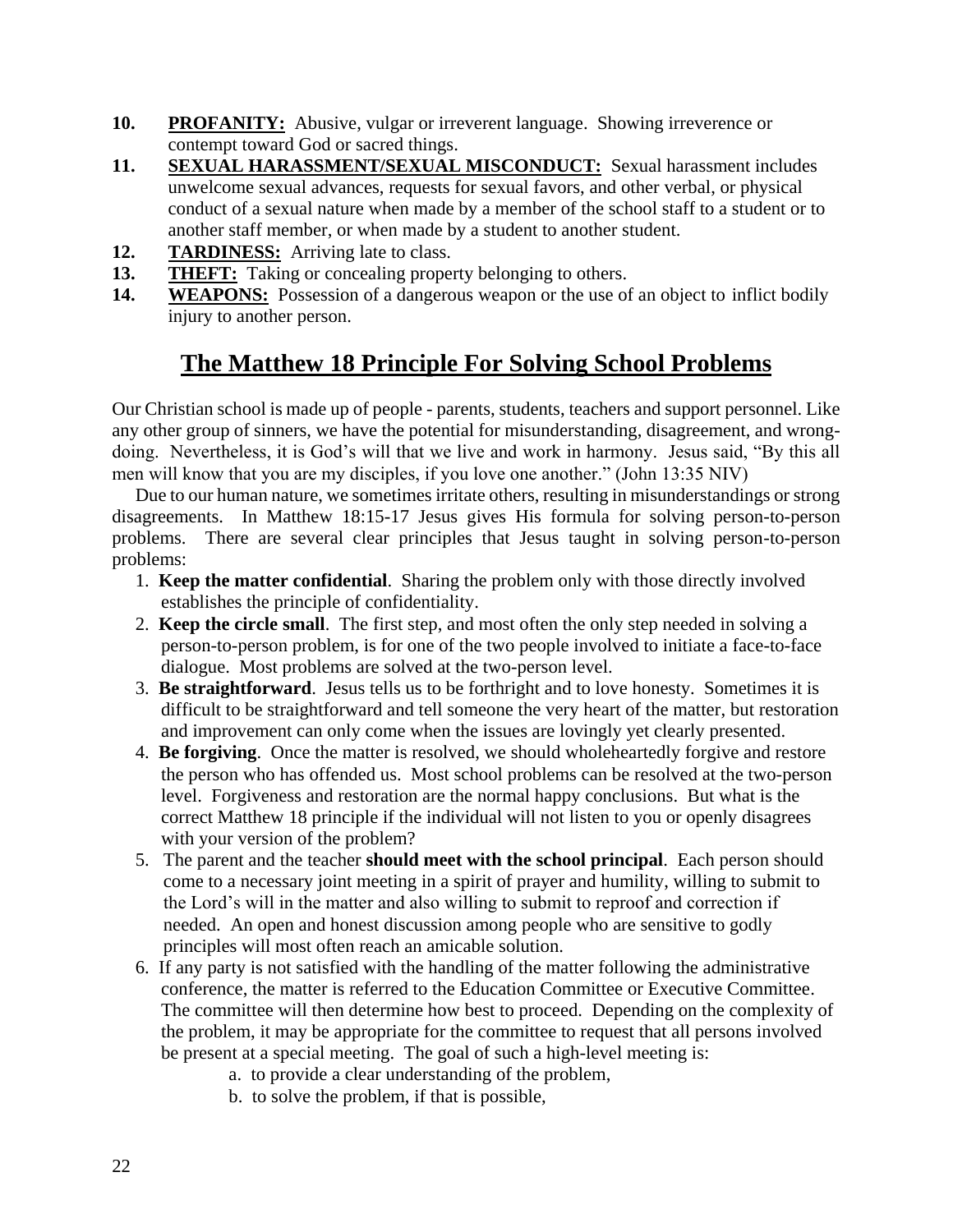10. **PROFANITY:** Abusive, vulgar or irreverent language. Showing irreverence or contempt toward God or sacred things.
11. **SEXUAL HARASSMENT/SEXUAL MISCONDUCT:** Sexual harassment includes unwelcome sexual advances, requests for sexual favors, and other verbal, or physical conduct of a sexual nature when made by a member of the school staff to a student or to another staff member, or when made by a student to another student.
12. **TARDINESS:** Arriving late to class.
13. **THEFT:** Taking or concealing property belonging to others.
14. **WEAPONS:** Possession of a dangerous weapon or the use of an object to inflict bodily injury to another person.

# The Matthew 18 Principle For Solving School Problems

Our Christian school is made up of people - parents, students, teachers and support personnel. Like any other group of sinners, we have the potential for misunderstanding, disagreement, and wrong-doing. Nevertheless, it is God's will that we live and work in harmony. Jesus said, "By this all men will know that you are my disciples, if you love one another." (John 13:35 NIV)

Due to our human nature, we sometimes irritate others, resulting in misunderstandings or strong disagreements. In Matthew 18:15-17 Jesus gives His formula for solving person-to-person problems. There are several clear principles that Jesus taught in solving person-to-person problems:

1. **Keep the matter confidential**. Sharing the problem only with those directly involved establishes the principle of confidentiality.
2. **Keep the circle small**. The first step, and most often the only step needed in solving a person-to-person problem, is for one of the two people involved to initiate a face-to-face dialogue. Most problems are solved at the two-person level.
3. **Be straightforward**. Jesus tells us to be forthright and to love honesty. Sometimes it is difficult to be straightforward and tell someone the very heart of the matter, but restoration and improvement can only come when the issues are lovingly yet clearly presented.
4. **Be forgiving**. Once the matter is resolved, we should wholeheartedly forgive and restore the person who has offended us. Most school problems can be resolved at the two-person level. Forgiveness and restoration are the normal happy conclusions. But what is the correct Matthew 18 principle if the individual will not listen to you or openly disagrees with your version of the problem?
5. The parent and the teacher **should meet with the school principal**. Each person should come to a necessary joint meeting in a spirit of prayer and humility, willing to submit to the Lord's will in the matter and also willing to submit to reproof and correction if needed. An open and honest discussion among people who are sensitive to godly principles will most often reach an amicable solution.
6. If any party is not satisfied with the handling of the matter following the administrative conference, the matter is referred to the Education Committee or Executive Committee. The committee will then determine how best to proceed. Depending on the complexity of the problem, it may be appropriate for the committee to request that all persons involved be present at a special meeting. The goal of such a high-level meeting is:
    a. to provide a clear understanding of the problem,
    b. to solve the problem, if that is possible,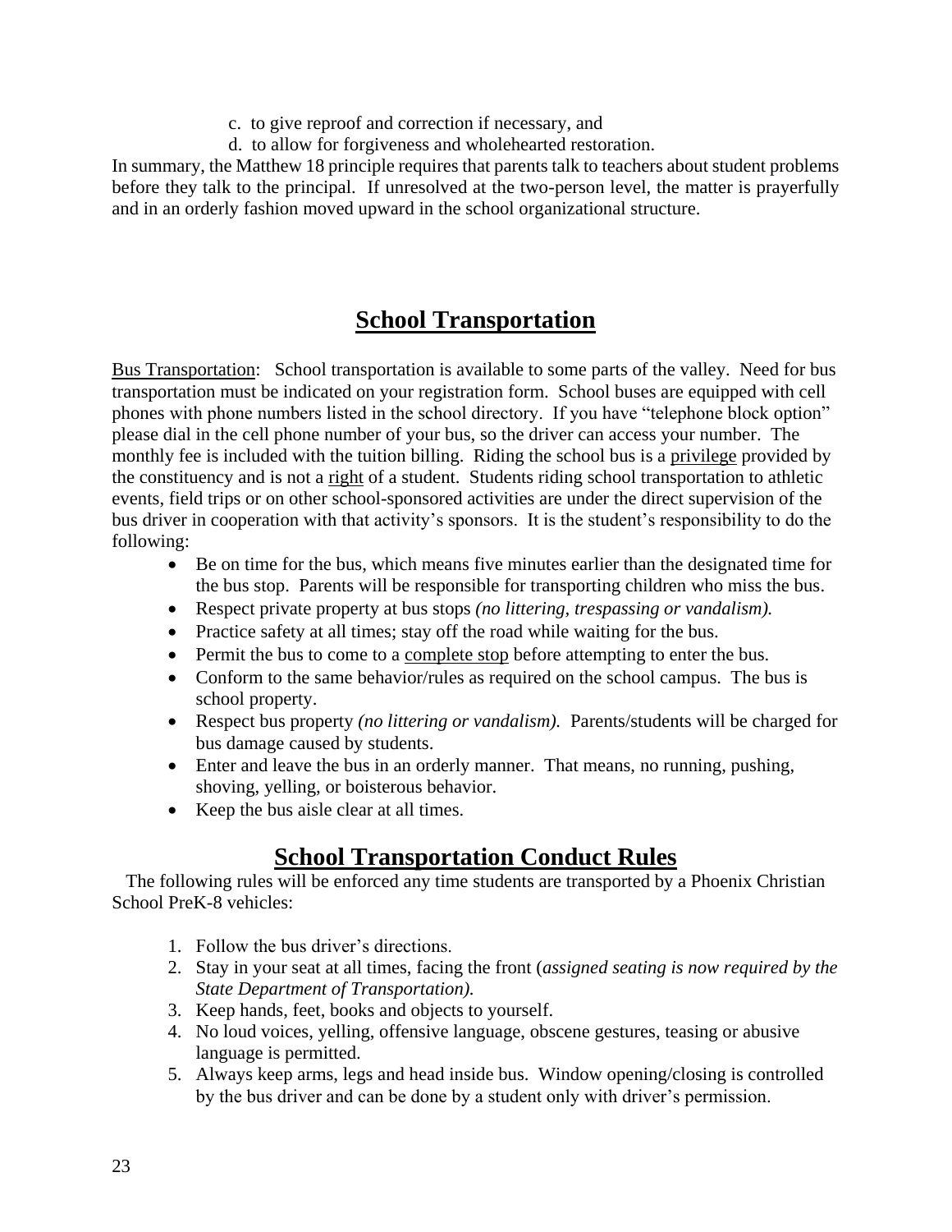c. to give reproof and correction if necessary, and
d. to allow for forgiveness and wholehearted restoration.

In summary, the Matthew 18 principle requires that parents talk to teachers about student problems before they talk to the principal. If unresolved at the two-person level, the matter is prayerfully and in an orderly fashion moved upward in the school organizational structure.

## School Transportation

Bus Transportation: School transportation is available to some parts of the valley. Need for bus transportation must be indicated on your registration form. School buses are equipped with cell phones with phone numbers listed in the school directory. If you have "telephone block option" please dial in the cell phone number of your bus, so the driver can access your number. The monthly fee is included with the tuition billing. Riding the school bus is a privilege provided by the constituency and is not a right of a student. Students riding school transportation to athletic events, field trips or on other school-sponsored activities are under the direct supervision of the bus driver in cooperation with that activity's sponsors. It is the student's responsibility to do the following:

- Be on time for the bus, which means five minutes earlier than the designated time for the bus stop. Parents will be responsible for transporting children who miss the bus.
- Respect private property at bus stops *(no littering, trespassing or vandalism).*
- Practice safety at all times; stay off the road while waiting for the bus.
- Permit the bus to come to a complete stop before attempting to enter the bus.
- Conform to the same behavior/rules as required on the school campus. The bus is school property.
- Respect bus property *(no littering or vandalism).* Parents/students will be charged for bus damage caused by students.
- Enter and leave the bus in an orderly manner. That means, no running, pushing, shoving, yelling, or boisterous behavior.
- Keep the bus aisle clear at all times.

## School Transportation Conduct Rules

The following rules will be enforced any time students are transported by a Phoenix Christian School PreK-8 vehicles:

1. Follow the bus driver's directions.
2. Stay in your seat at all times, facing the front (*assigned seating is now required by the State Department of Transportation).*
3. Keep hands, feet, books and objects to yourself.
4. No loud voices, yelling, offensive language, obscene gestures, teasing or abusive language is permitted.
5. Always keep arms, legs and head inside bus. Window opening/closing is controlled by the bus driver and can be done by a student only with driver's permission.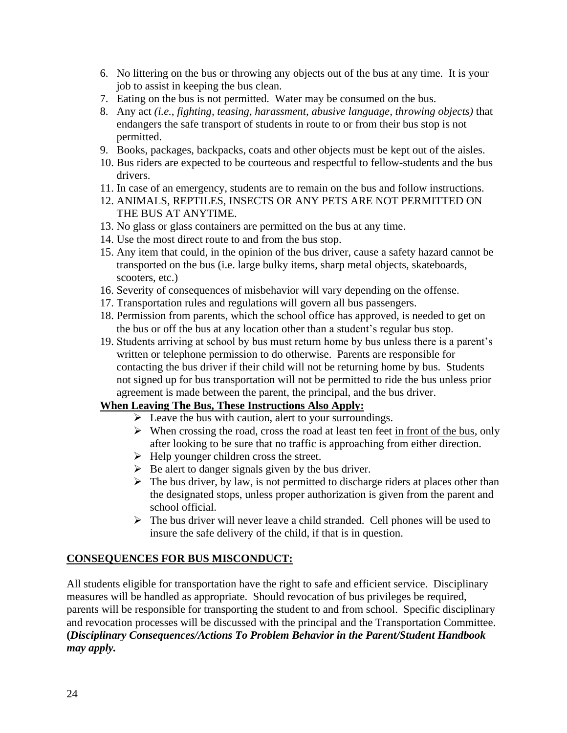6. No littering on the bus or throwing any objects out of the bus at any time. It is your job to assist in keeping the bus clean.
7. Eating on the bus is not permitted. Water may be consumed on the bus.
8. Any act *(i.e., fighting, teasing, harassment, abusive language, throwing objects)* that endangers the safe transport of students in route to or from their bus stop is not permitted.
9. Books, packages, backpacks, coats and other objects must be kept out of the aisles.
10. Bus riders are expected to be courteous and respectful to fellow-students and the bus drivers.
11. In case of an emergency, students are to remain on the bus and follow instructions.
12. ANIMALS, REPTILES, INSECTS OR ANY PETS ARE NOT PERMITTED ON THE BUS AT ANYTIME.
13. No glass or glass containers are permitted on the bus at any time.
14. Use the most direct route to and from the bus stop.
15. Any item that could, in the opinion of the bus driver, cause a safety hazard cannot be transported on the bus (i.e. large bulky items, sharp metal objects, skateboards, scooters, etc.)
16. Severity of consequences of misbehavior will vary depending on the offense.
17. Transportation rules and regulations will govern all bus passengers.
18. Permission from parents, which the school office has approved, is needed to get on the bus or off the bus at any location other than a student's regular bus stop.
19. Students arriving at school by bus must return home by bus unless there is a parent's written or telephone permission to do otherwise. Parents are responsible for contacting the bus driver if their child will not be returning home by bus. Students not signed up for bus transportation will not be permitted to ride the bus unless prior agreement is made between the parent, the principal, and the bus driver.

**<u>When Leaving The Bus, These Instructions Also Apply:</u>**

- Leave the bus with caution, alert to your surroundings.
- When crossing the road, cross the road at least ten feet <u>in front of the bus</u>, only after looking to be sure that no traffic is approaching from either direction.
- Help younger children cross the street.
- Be alert to danger signals given by the bus driver.
- The bus driver, by law, is not permitted to discharge riders at places other than the designated stops, unless proper authorization is given from the parent and school official.
- The bus driver will never leave a child stranded. Cell phones will be used to insure the safe delivery of the child, if that is in question.

**<u>CONSEQUENCES FOR BUS MISCONDUCT:</u>**

All students eligible for transportation have the right to safe and efficient service. Disciplinary measures will be handled as appropriate. Should revocation of bus privileges be required, parents will be responsible for transporting the student to and from school. Specific disciplinary and revocation processes will be discussed with the principal and the Transportation Committee. **(*Disciplinary Consequences/Actions To Problem Behavior in the Parent/Student Handbook may apply.***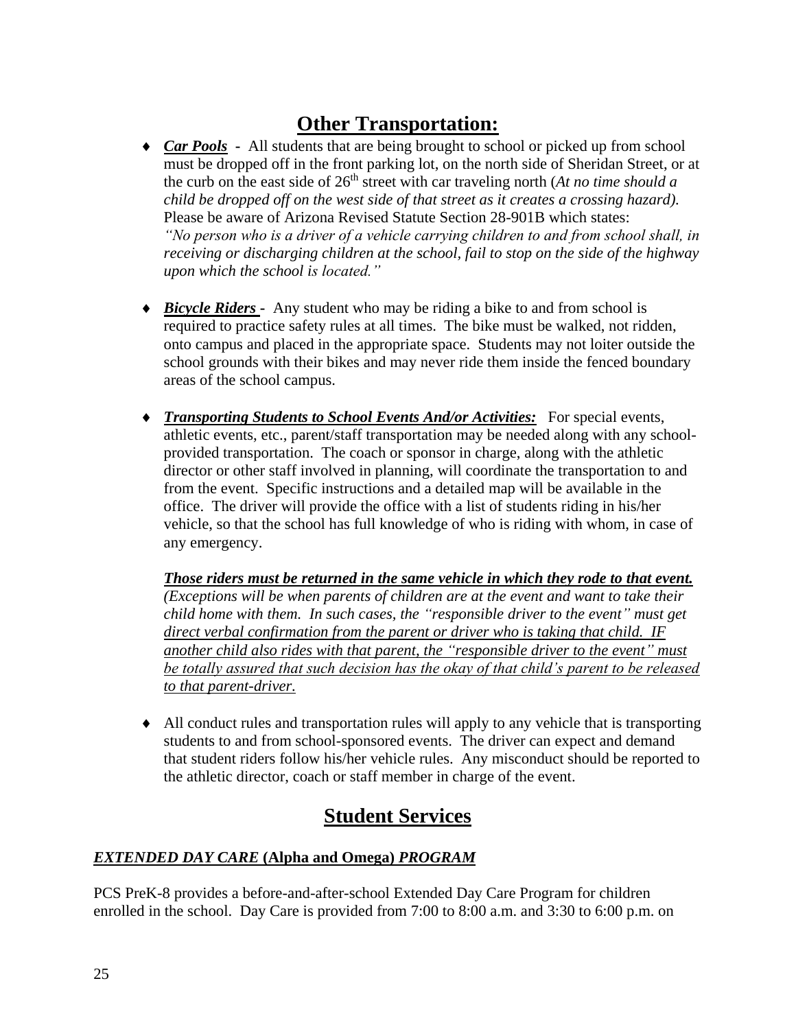# Other Transportation:

- ***Car Pools*** - All students that are being brought to school or picked up from school must be dropped off in the front parking lot, on the north side of Sheridan Street, or at the curb on the east side of 26th street with car traveling north (*At no time should a child be dropped off on the west side of that street as it creates a crossing hazard).* Please be aware of Arizona Revised Statute Section 28-901B which states: *"No person who is a driver of a vehicle carrying children to and from school shall, in receiving or discharging children at the school, fail to stop on the side of the highway upon which the school is located."*

- ***Bicycle Riders*** - Any student who may be riding a bike to and from school is required to practice safety rules at all times. The bike must be walked, not ridden, onto campus and placed in the appropriate space. Students may not loiter outside the school grounds with their bikes and may never ride them inside the fenced boundary areas of the school campus.

- ***Transporting Students to School Events And/or Activities:*** For special events, athletic events, etc., parent/staff transportation may be needed along with any school-provided transportation. The coach or sponsor in charge, along with the athletic director or other staff involved in planning, will coordinate the transportation to and from the event. Specific instructions and a detailed map will be available in the office. The driver will provide the office with a list of students riding in his/her vehicle, so that the school has full knowledge of who is riding with whom, in case of any emergency.

  ***Those riders must be returned in the same vehicle in which they rode to that event.*** *(Exceptions will be when parents of children are at the event and want to take their child home with them. In such cases, the "responsible driver to the event" must get direct verbal confirmation from the parent or driver who is taking that child. IF another child also rides with that parent, the "responsible driver to the event" must be totally assured that such decision has the okay of that child's parent to be released to that parent-driver.*

- All conduct rules and transportation rules will apply to any vehicle that is transporting students to and from school-sponsored events. The driver can expect and demand that student riders follow his/her vehicle rules. Any misconduct should be reported to the athletic director, coach or staff member in charge of the event.

# Student Services

### ***EXTENDED DAY CARE* (Alpha and Omega) *PROGRAM***

PCS PreK-8 provides a before-and-after-school Extended Day Care Program for children enrolled in the school. Day Care is provided from 7:00 to 8:00 a.m. and 3:30 to 6:00 p.m. on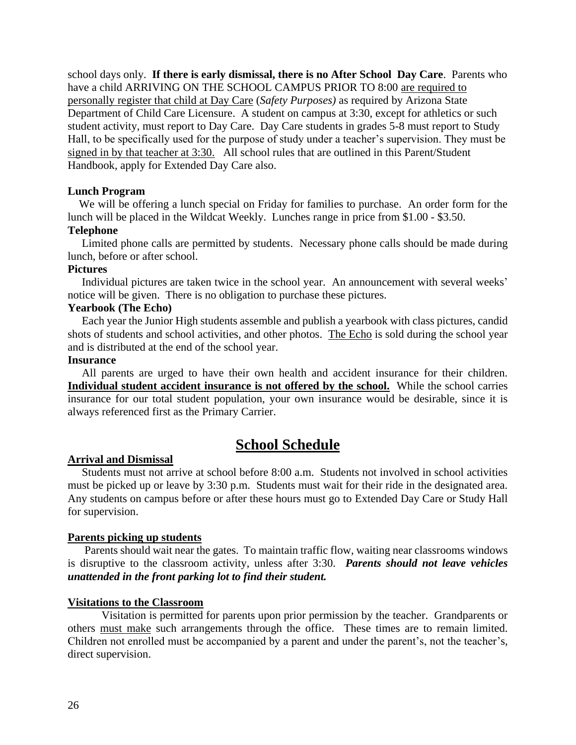school days only. **If there is early dismissal, there is no After School Day Care**. Parents who have a child ARRIVING ON THE SCHOOL CAMPUS PRIOR TO 8:00 are required to personally register that child at Day Care (*Safety Purposes)* as required by Arizona State Department of Child Care Licensure. A student on campus at 3:30, except for athletics or such student activity, must report to Day Care. Day Care students in grades 5-8 must report to Study Hall, to be specifically used for the purpose of study under a teacher's supervision. They must be signed in by that teacher at 3:30. All school rules that are outlined in this Parent/Student Handbook, apply for Extended Day Care also.

**Lunch Program**

We will be offering a lunch special on Friday for families to purchase. An order form for the lunch will be placed in the Wildcat Weekly. Lunches range in price from $1.00 - $3.50.

**Telephone**

Limited phone calls are permitted by students. Necessary phone calls should be made during lunch, before or after school.

**Pictures**

Individual pictures are taken twice in the school year. An announcement with several weeks' notice will be given. There is no obligation to purchase these pictures.

**Yearbook (The Echo)**

Each year the Junior High students assemble and publish a yearbook with class pictures, candid shots of students and school activities, and other photos. The Echo is sold during the school year and is distributed at the end of the school year.

**Insurance**

All parents are urged to have their own health and accident insurance for their children. **Individual student accident insurance is not offered by the school.** While the school carries insurance for our total student population, your own insurance would be desirable, since it is always referenced first as the Primary Carrier.

## School Schedule

**Arrival and Dismissal**

Students must not arrive at school before 8:00 a.m. Students not involved in school activities must be picked up or leave by 3:30 p.m. Students must wait for their ride in the designated area. Any students on campus before or after these hours must go to Extended Day Care or Study Hall for supervision.

**Parents picking up students**

Parents should wait near the gates. To maintain traffic flow, waiting near classrooms windows is disruptive to the classroom activity, unless after 3:30. ***Parents should not leave vehicles unattended in the front parking lot to find their student.***

**Visitations to the Classroom**

Visitation is permitted for parents upon prior permission by the teacher. Grandparents or others must make such arrangements through the office. These times are to remain limited. Children not enrolled must be accompanied by a parent and under the parent's, not the teacher's, direct supervision.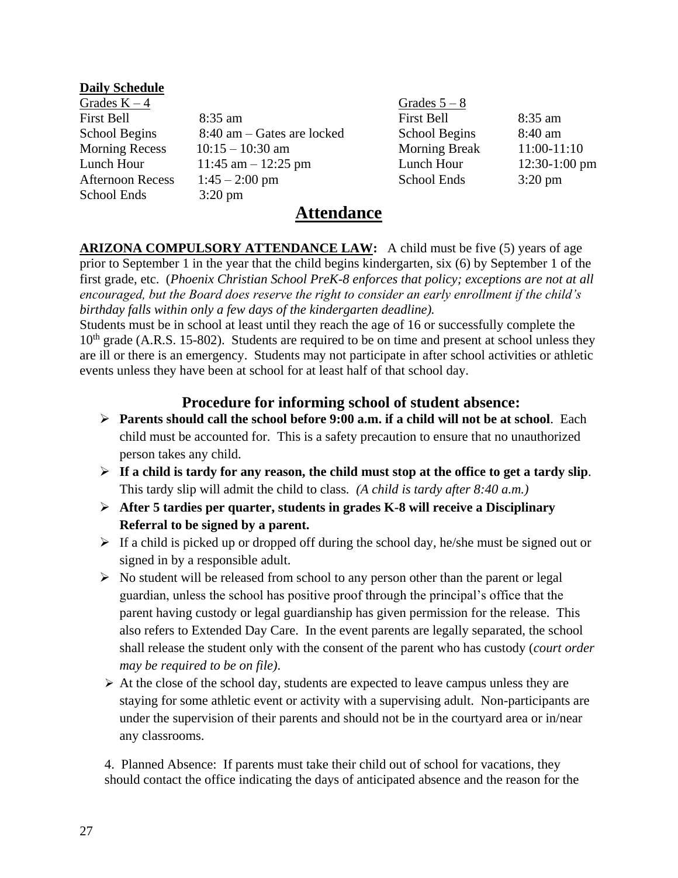**Daily Schedule**

| Grades K – 4 | |
|---|---|
| First Bell | 8:35 am |
| School Begins | 8:40 am – Gates are locked |
| Morning Recess | 10:15 – 10:30 am |
| Lunch Hour | 11:45 am – 12:25 pm |
| Afternoon Recess | 1:45 – 2:00 pm |
| School Ends | 3:20 pm |

| Grades 5 – 8 | |
|---|---|
| First Bell | 8:35 am |
| School Begins | 8:40 am |
| Morning Break | 11:00-11:10 |
| Lunch Hour | 12:30-1:00 pm |
| School Ends | 3:20 pm |

# Attendance

**ARIZONA COMPULSORY ATTENDANCE LAW:** A child must be five (5) years of age prior to September 1 in the year that the child begins kindergarten, six (6) by September 1 of the first grade, etc. (*Phoenix Christian School PreK-8 enforces that policy; exceptions are not at all encouraged, but the Board does reserve the right to consider an early enrollment if the child's birthday falls within only a few days of the kindergarten deadline).*

Students must be in school at least until they reach the age of 16 or successfully complete the 10th grade (A.R.S. 15-802). Students are required to be on time and present at school unless they are ill or there is an emergency. Students may not participate in after school activities or athletic events unless they have been at school for at least half of that school day.

## Procedure for informing school of student absence:

- **Parents should call the school before 9:00 a.m. if a child will not be at school**. Each child must be accounted for. This is a safety precaution to ensure that no unauthorized person takes any child.
- **If a child is tardy for any reason, the child must stop at the office to get a tardy slip**. This tardy slip will admit the child to class. *(A child is tardy after 8:40 a.m.)*
- **After 5 tardies per quarter, students in grades K-8 will receive a Disciplinary Referral to be signed by a parent.**
- If a child is picked up or dropped off during the school day, he/she must be signed out or signed in by a responsible adult.
- No student will be released from school to any person other than the parent or legal guardian, unless the school has positive proof through the principal's office that the parent having custody or legal guardianship has given permission for the release. This also refers to Extended Day Care. In the event parents are legally separated, the school shall release the student only with the consent of the parent who has custody (*court order may be required to be on file)*.
- At the close of the school day, students are expected to leave campus unless they are staying for some athletic event or activity with a supervising adult. Non-participants are under the supervision of their parents and should not be in the courtyard area or in/near any classrooms.

4. Planned Absence: If parents must take their child out of school for vacations, they should contact the office indicating the days of anticipated absence and the reason for the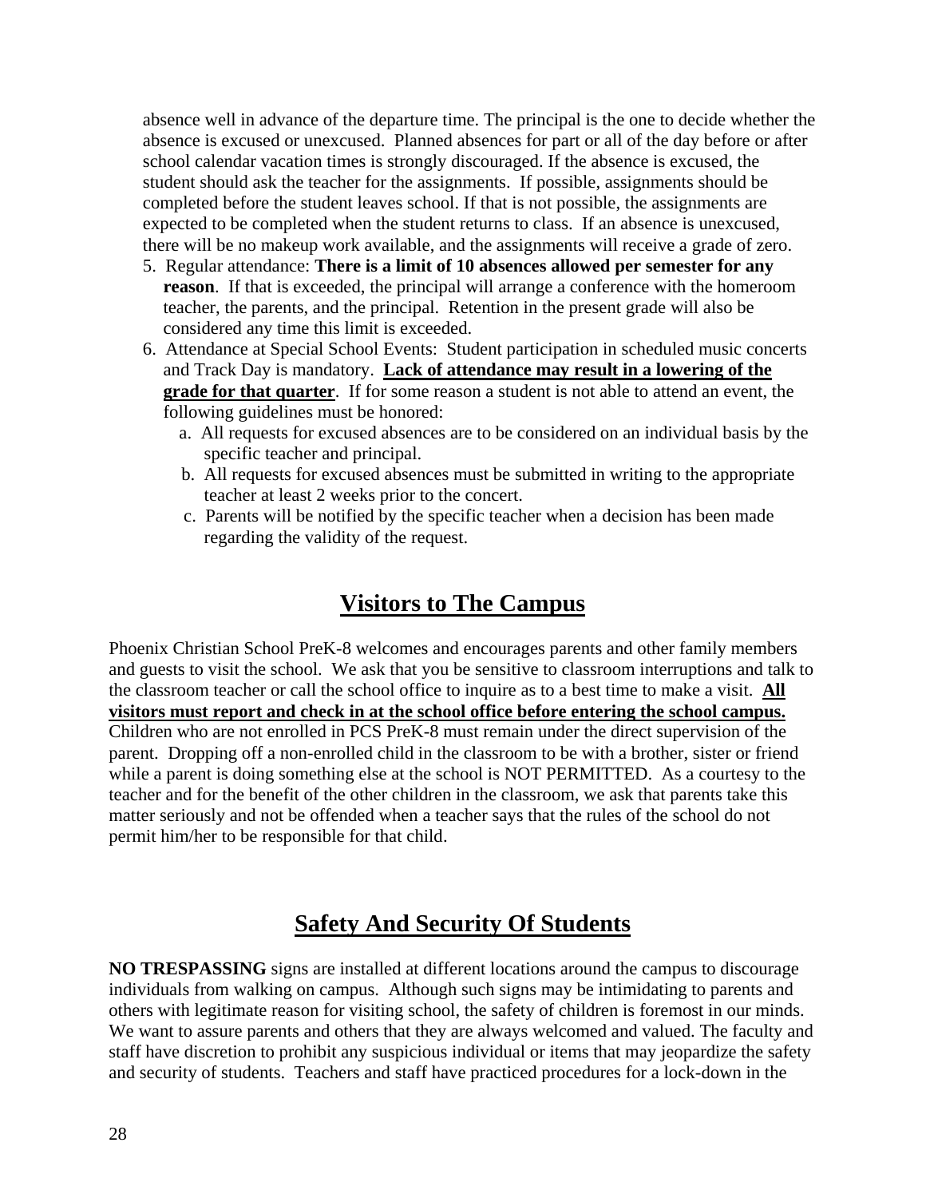absence well in advance of the departure time. The principal is the one to decide whether the absence is excused or unexcused. Planned absences for part or all of the day before or after school calendar vacation times is strongly discouraged. If the absence is excused, the student should ask the teacher for the assignments. If possible, assignments should be completed before the student leaves school. If that is not possible, the assignments are expected to be completed when the student returns to class. If an absence is unexcused, there will be no makeup work available, and the assignments will receive a grade of zero.

5. Regular attendance: **There is a limit of 10 absences allowed per semester for any reason**. If that is exceeded, the principal will arrange a conference with the homeroom teacher, the parents, and the principal. Retention in the present grade will also be considered any time this limit is exceeded.
6. Attendance at Special School Events: Student participation in scheduled music concerts and Track Day is mandatory. **Lack of attendance may result in a lowering of the grade for that quarter**. If for some reason a student is not able to attend an event, the following guidelines must be honored:
   a. All requests for excused absences are to be considered on an individual basis by the specific teacher and principal.
   b. All requests for excused absences must be submitted in writing to the appropriate teacher at least 2 weeks prior to the concert.
   c. Parents will be notified by the specific teacher when a decision has been made regarding the validity of the request.

## Visitors to The Campus

Phoenix Christian School PreK-8 welcomes and encourages parents and other family members and guests to visit the school. We ask that you be sensitive to classroom interruptions and talk to the classroom teacher or call the school office to inquire as to a best time to make a visit. **All visitors must report and check in at the school office before entering the school campus.** Children who are not enrolled in PCS PreK-8 must remain under the direct supervision of the parent. Dropping off a non-enrolled child in the classroom to be with a brother, sister or friend while a parent is doing something else at the school is NOT PERMITTED. As a courtesy to the teacher and for the benefit of the other children in the classroom, we ask that parents take this matter seriously and not be offended when a teacher says that the rules of the school do not permit him/her to be responsible for that child.

## Safety And Security Of Students

**NO TRESPASSING** signs are installed at different locations around the campus to discourage individuals from walking on campus. Although such signs may be intimidating to parents and others with legitimate reason for visiting school, the safety of children is foremost in our minds. We want to assure parents and others that they are always welcomed and valued. The faculty and staff have discretion to prohibit any suspicious individual or items that may jeopardize the safety and security of students. Teachers and staff have practiced procedures for a lock-down in the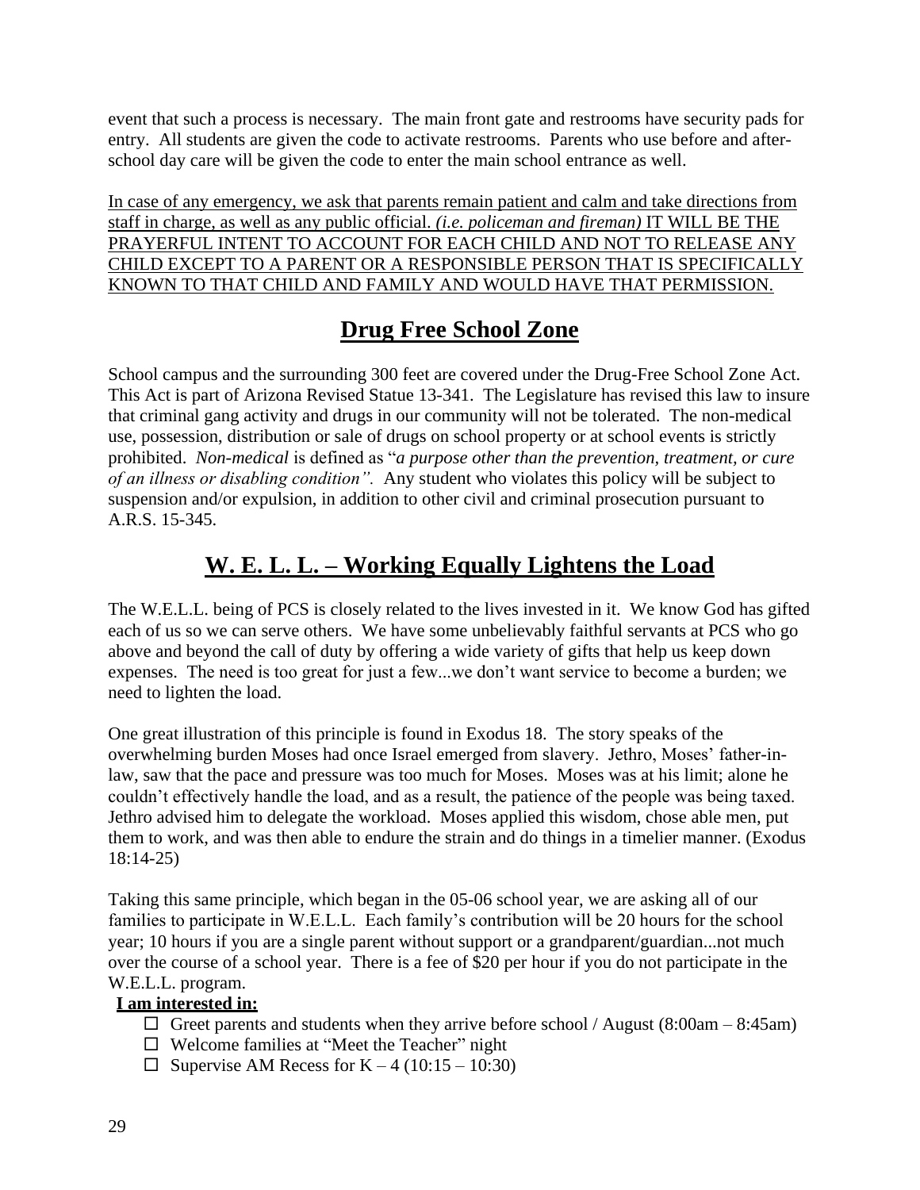event that such a process is necessary. The main front gate and restrooms have security pads for entry. All students are given the code to activate restrooms. Parents who use before and after-school day care will be given the code to enter the main school entrance as well.

<u>In case of any emergency, we ask that parents remain patient and calm and take directions from staff in charge, as well as any public official. *(i.e. policeman and fireman)* IT WILL BE THE PRAYERFUL INTENT TO ACCOUNT FOR EACH CHILD AND NOT TO RELEASE ANY CHILD EXCEPT TO A PARENT OR A RESPONSIBLE PERSON THAT IS SPECIFICALLY KNOWN TO THAT CHILD AND FAMILY AND WOULD HAVE THAT PERMISSION.</u>

## Drug Free School Zone

School campus and the surrounding 300 feet are covered under the Drug-Free School Zone Act. This Act is part of Arizona Revised Statue 13-341. The Legislature has revised this law to insure that criminal gang activity and drugs in our community will not be tolerated. The non-medical use, possession, distribution or sale of drugs on school property or at school events is strictly prohibited. *Non-medical* is defined as "*a purpose other than the prevention, treatment, or cure of an illness or disabling condition".* Any student who violates this policy will be subject to suspension and/or expulsion, in addition to other civil and criminal prosecution pursuant to A.R.S. 15-345.

## W. E. L. L. – Working Equally Lightens the Load

The W.E.L.L. being of PCS is closely related to the lives invested in it. We know God has gifted each of us so we can serve others. We have some unbelievably faithful servants at PCS who go above and beyond the call of duty by offering a wide variety of gifts that help us keep down expenses. The need is too great for just a few...we don't want service to become a burden; we need to lighten the load.

One great illustration of this principle is found in Exodus 18. The story speaks of the overwhelming burden Moses had once Israel emerged from slavery. Jethro, Moses' father-in-law, saw that the pace and pressure was too much for Moses. Moses was at his limit; alone he couldn't effectively handle the load, and as a result, the patience of the people was being taxed. Jethro advised him to delegate the workload. Moses applied this wisdom, chose able men, put them to work, and was then able to endure the strain and do things in a timelier manner. (Exodus 18:14-25)

Taking this same principle, which began in the 05-06 school year, we are asking all of our families to participate in W.E.L.L. Each family's contribution will be 20 hours for the school year; 10 hours if you are a single parent without support or a grandparent/guardian...not much over the course of a school year. There is a fee of $20 per hour if you do not participate in the W.E.L.L. program.

**<u>I am interested in:</u>**

- ☐ Greet parents and students when they arrive before school / August (8:00am – 8:45am)
- ☐ Welcome families at "Meet the Teacher" night
- ☐ Supervise AM Recess for K – 4 (10:15 – 10:30)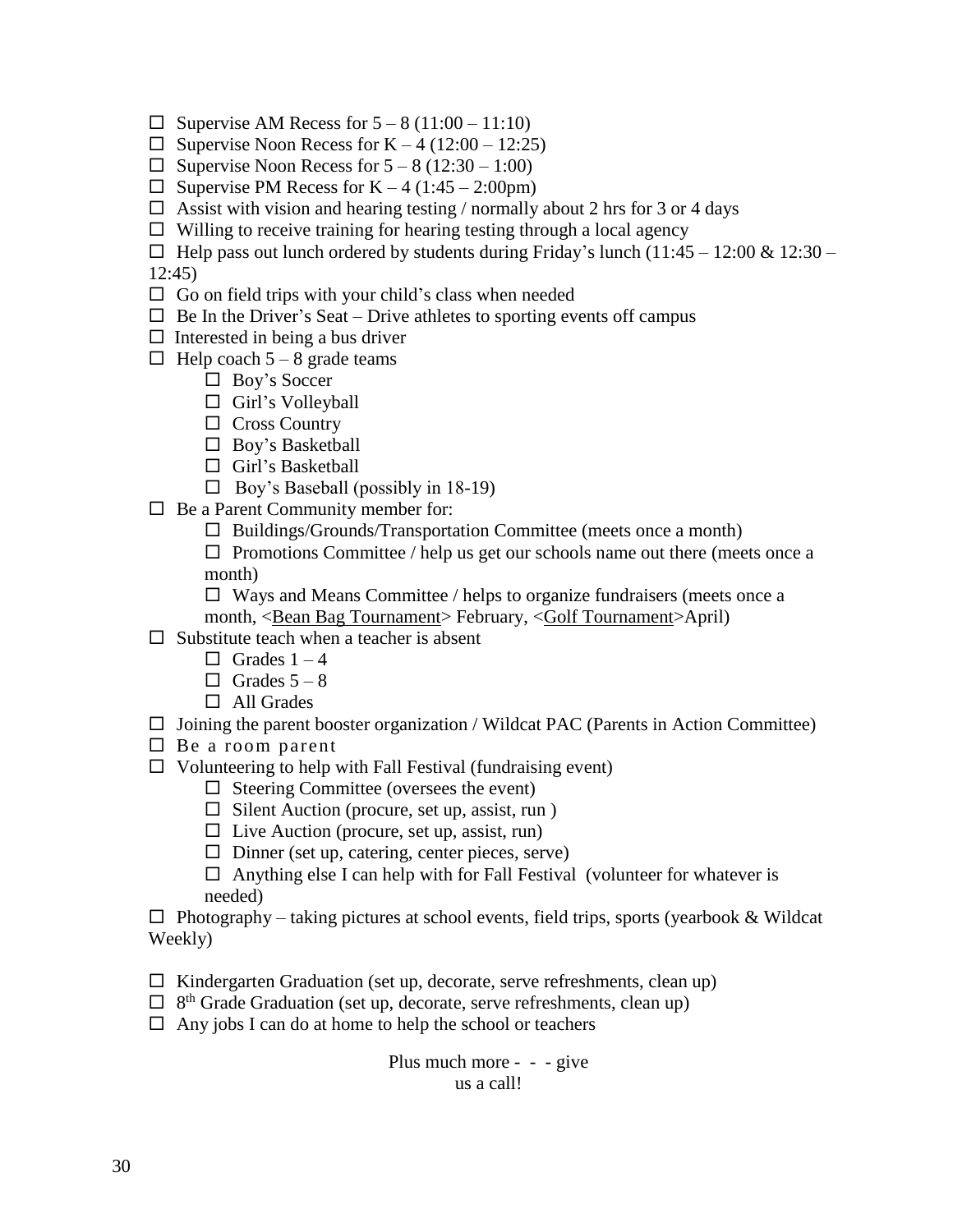- ☐ Supervise AM Recess for 5 – 8 (11:00 – 11:10)
- ☐ Supervise Noon Recess for K – 4 (12:00 – 12:25)
- ☐ Supervise Noon Recess for 5 – 8 (12:30 – 1:00)
- ☐ Supervise PM Recess for K – 4 (1:45 – 2:00pm)
- ☐ Assist with vision and hearing testing / normally about 2 hrs for 3 or 4 days
- ☐ Willing to receive training for hearing testing through a local agency
- ☐ Help pass out lunch ordered by students during Friday's lunch (11:45 – 12:00 & 12:30 – 12:45)
- ☐ Go on field trips with your child's class when needed
- ☐ Be In the Driver's Seat – Drive athletes to sporting events off campus
- ☐ Interested in being a bus driver
- ☐ Help coach 5 – 8 grade teams
  - ☐ Boy's Soccer
  - ☐ Girl's Volleyball
  - ☐ Cross Country
  - ☐ Boy's Basketball
  - ☐ Girl's Basketball
  - ☐ Boy's Baseball (possibly in 18-19)
- ☐ Be a Parent Community member for:
  - ☐ Buildings/Grounds/Transportation Committee (meets once a month)
  - ☐ Promotions Committee / help us get our schools name out there (meets once a month)
  - ☐ Ways and Means Committee / helps to organize fundraisers (meets once a month, <Bean Bag Tournament> February, <Golf Tournament>April)
- ☐ Substitute teach when a teacher is absent
  - ☐ Grades 1 – 4
  - ☐ Grades 5 – 8
  - ☐ All Grades
- ☐ Joining the parent booster organization / Wildcat PAC (Parents in Action Committee)
- ☐ Be a room parent
- ☐ Volunteering to help with Fall Festival (fundraising event)
  - ☐ Steering Committee (oversees the event)
  - ☐ Silent Auction (procure, set up, assist, run )
  - ☐ Live Auction (procure, set up, assist, run)
  - ☐ Dinner (set up, catering, center pieces, serve)
  - ☐ Anything else I can help with for Fall Festival (volunteer for whatever is needed)
- ☐ Photography – taking pictures at school events, field trips, sports (yearbook & Wildcat Weekly)
- ☐ Kindergarten Graduation (set up, decorate, serve refreshments, clean up)
- ☐ 8th Grade Graduation (set up, decorate, serve refreshments, clean up)
- ☐ Any jobs I can do at home to help the school or teachers

Plus much more - - - give us a call!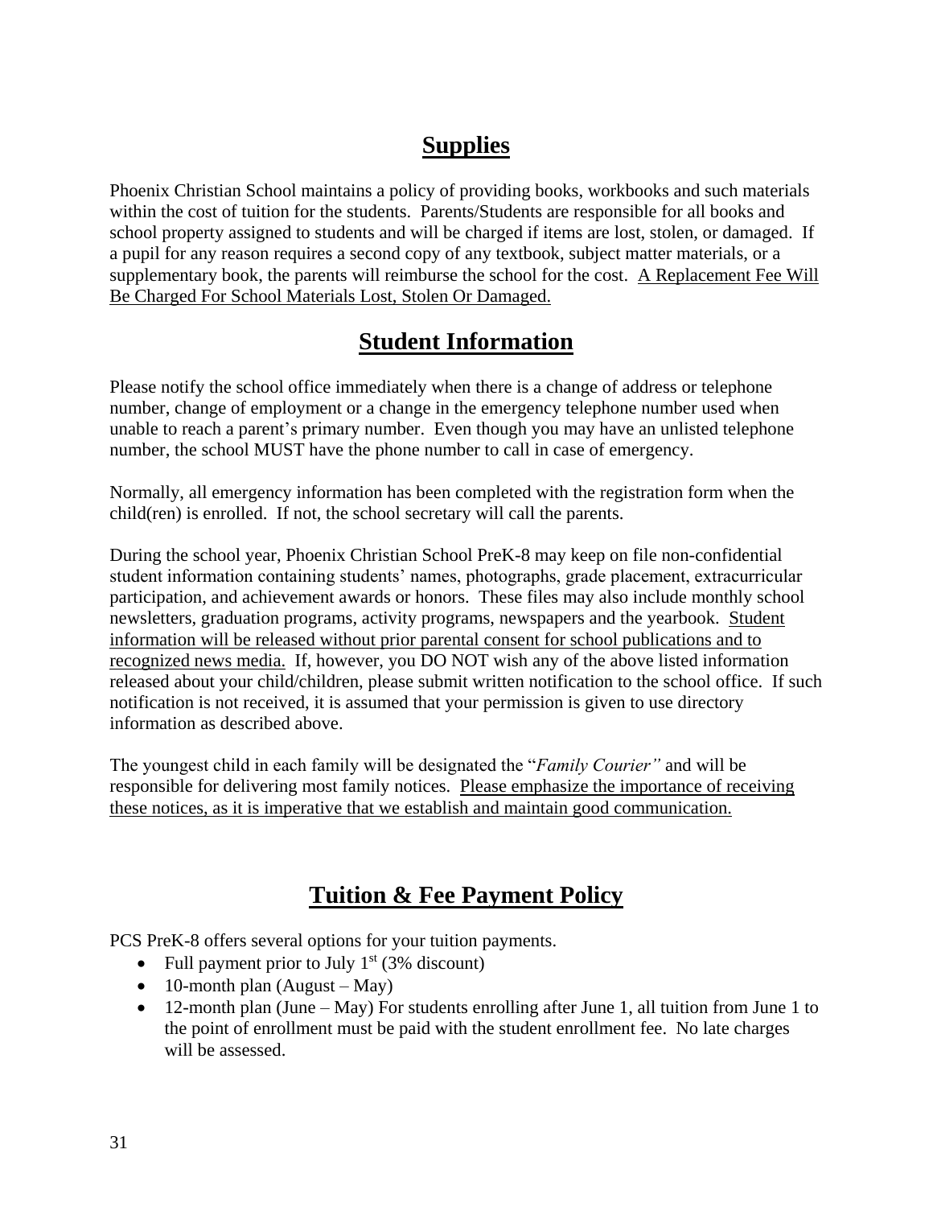## Supplies

Phoenix Christian School maintains a policy of providing books, workbooks and such materials within the cost of tuition for the students. Parents/Students are responsible for all books and school property assigned to students and will be charged if items are lost, stolen, or damaged. If a pupil for any reason requires a second copy of any textbook, subject matter materials, or a supplementary book, the parents will reimburse the school for the cost. <u>A Replacement Fee Will Be Charged For School Materials Lost, Stolen Or Damaged.</u>

## Student Information

Please notify the school office immediately when there is a change of address or telephone number, change of employment or a change in the emergency telephone number used when unable to reach a parent's primary number. Even though you may have an unlisted telephone number, the school MUST have the phone number to call in case of emergency.

Normally, all emergency information has been completed with the registration form when the child(ren) is enrolled. If not, the school secretary will call the parents.

During the school year, Phoenix Christian School PreK-8 may keep on file non-confidential student information containing students' names, photographs, grade placement, extracurricular participation, and achievement awards or honors. These files may also include monthly school newsletters, graduation programs, activity programs, newspapers and the yearbook. <u>Student information will be released without prior parental consent for school publications and to recognized news media.</u> If, however, you DO NOT wish any of the above listed information released about your child/children, please submit written notification to the school office. If such notification is not received, it is assumed that your permission is given to use directory information as described above.

The youngest child in each family will be designated the "*Family Courier"* and will be responsible for delivering most family notices. <u>Please emphasize the importance of receiving these notices, as it is imperative that we establish and maintain good communication.</u>

## Tuition & Fee Payment Policy

PCS PreK-8 offers several options for your tuition payments.

- Full payment prior to July 1st (3% discount)
- 10-month plan (August – May)
- 12-month plan (June – May) For students enrolling after June 1, all tuition from June 1 to the point of enrollment must be paid with the student enrollment fee. No late charges will be assessed.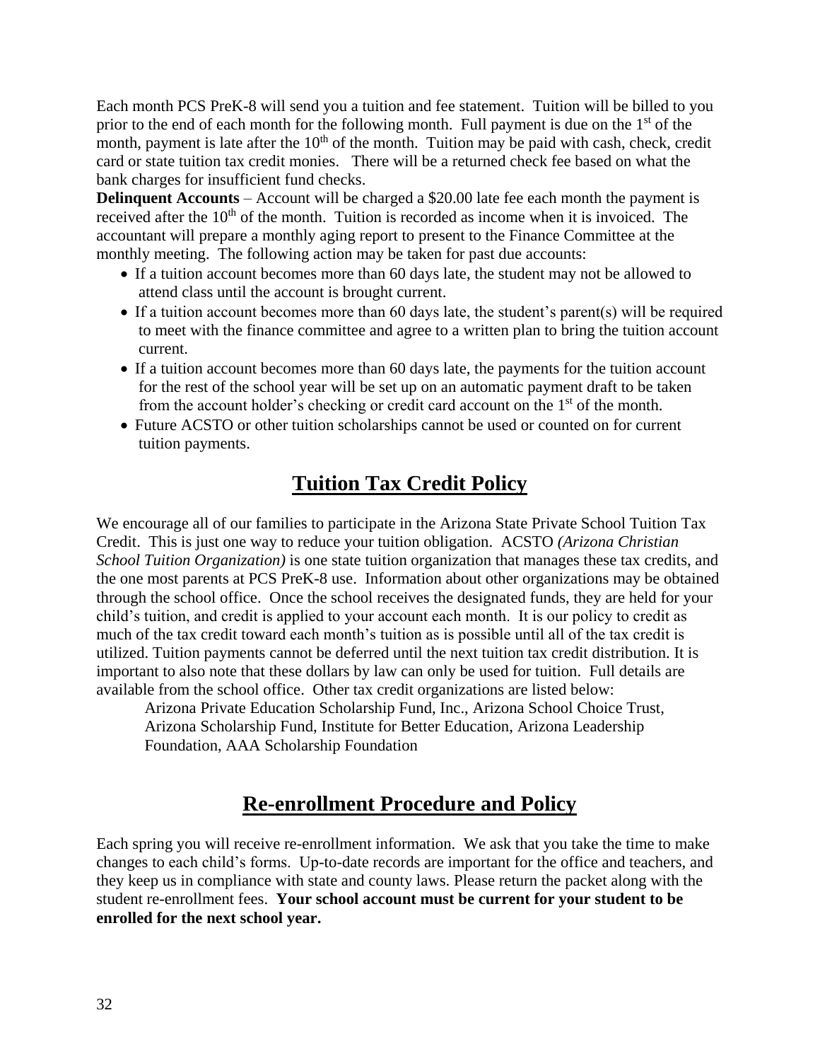Each month PCS PreK-8 will send you a tuition and fee statement. Tuition will be billed to you prior to the end of each month for the following month. Full payment is due on the 1st of the month, payment is late after the 10th of the month. Tuition may be paid with cash, check, credit card or state tuition tax credit monies. There will be a returned check fee based on what the bank charges for insufficient fund checks.

**Delinquent Accounts** – Account will be charged a $20.00 late fee each month the payment is received after the 10th of the month. Tuition is recorded as income when it is invoiced. The accountant will prepare a monthly aging report to present to the Finance Committee at the monthly meeting. The following action may be taken for past due accounts:

- If a tuition account becomes more than 60 days late, the student may not be allowed to attend class until the account is brought current.
- If a tuition account becomes more than 60 days late, the student's parent(s) will be required to meet with the finance committee and agree to a written plan to bring the tuition account current.
- If a tuition account becomes more than 60 days late, the payments for the tuition account for the rest of the school year will be set up on an automatic payment draft to be taken from the account holder's checking or credit card account on the 1st of the month.
- Future ACSTO or other tuition scholarships cannot be used or counted on for current tuition payments.

## Tuition Tax Credit Policy

We encourage all of our families to participate in the Arizona State Private School Tuition Tax Credit. This is just one way to reduce your tuition obligation. ACSTO *(Arizona Christian School Tuition Organization)* is one state tuition organization that manages these tax credits, and the one most parents at PCS PreK-8 use. Information about other organizations may be obtained through the school office. Once the school receives the designated funds, they are held for your child's tuition, and credit is applied to your account each month. It is our policy to credit as much of the tax credit toward each month's tuition as is possible until all of the tax credit is utilized. Tuition payments cannot be deferred until the next tuition tax credit distribution. It is important to also note that these dollars by law can only be used for tuition. Full details are available from the school office. Other tax credit organizations are listed below:

Arizona Private Education Scholarship Fund, Inc., Arizona School Choice Trust, Arizona Scholarship Fund, Institute for Better Education, Arizona Leadership Foundation, AAA Scholarship Foundation

## Re-enrollment Procedure and Policy

Each spring you will receive re-enrollment information. We ask that you take the time to make changes to each child's forms. Up-to-date records are important for the office and teachers, and they keep us in compliance with state and county laws. Please return the packet along with the student re-enrollment fees. **Your school account must be current for your student to be enrolled for the next school year.**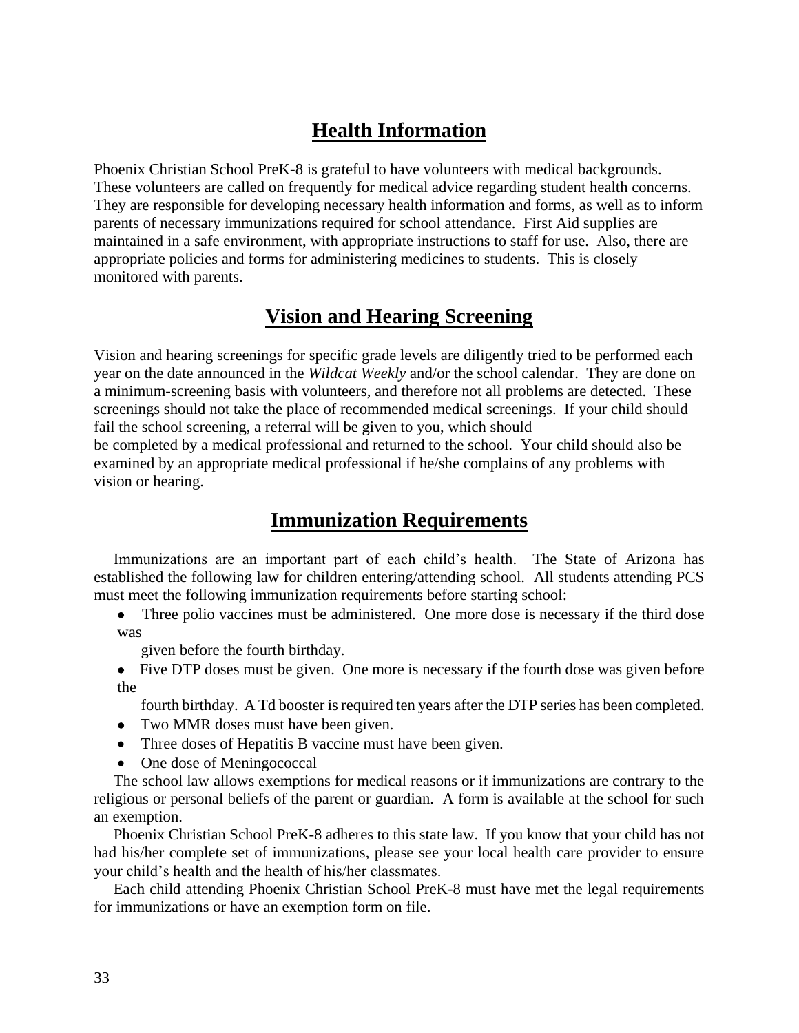## Health Information

Phoenix Christian School PreK-8 is grateful to have volunteers with medical backgrounds. These volunteers are called on frequently for medical advice regarding student health concerns. They are responsible for developing necessary health information and forms, as well as to inform parents of necessary immunizations required for school attendance. First Aid supplies are maintained in a safe environment, with appropriate instructions to staff for use. Also, there are appropriate policies and forms for administering medicines to students. This is closely monitored with parents.

## Vision and Hearing Screening

Vision and hearing screenings for specific grade levels are diligently tried to be performed each year on the date announced in the *Wildcat Weekly* and/or the school calendar. They are done on a minimum-screening basis with volunteers, and therefore not all problems are detected. These screenings should not take the place of recommended medical screenings. If your child should fail the school screening, a referral will be given to you, which should be completed by a medical professional and returned to the school. Your child should also be examined by an appropriate medical professional if he/she complains of any problems with vision or hearing.

## Immunization Requirements

Immunizations are an important part of each child's health. The State of Arizona has established the following law for children entering/attending school. All students attending PCS must meet the following immunization requirements before starting school:

- Three polio vaccines must be administered. One more dose is necessary if the third dose was given before the fourth birthday.
- Five DTP doses must be given. One more is necessary if the fourth dose was given before the fourth birthday. A Td booster is required ten years after the DTP series has been completed.
- Two MMR doses must have been given.
- Three doses of Hepatitis B vaccine must have been given.
- One dose of Meningococcal

The school law allows exemptions for medical reasons or if immunizations are contrary to the religious or personal beliefs of the parent or guardian. A form is available at the school for such an exemption.

Phoenix Christian School PreK-8 adheres to this state law. If you know that your child has not had his/her complete set of immunizations, please see your local health care provider to ensure your child's health and the health of his/her classmates.

Each child attending Phoenix Christian School PreK-8 must have met the legal requirements for immunizations or have an exemption form on file.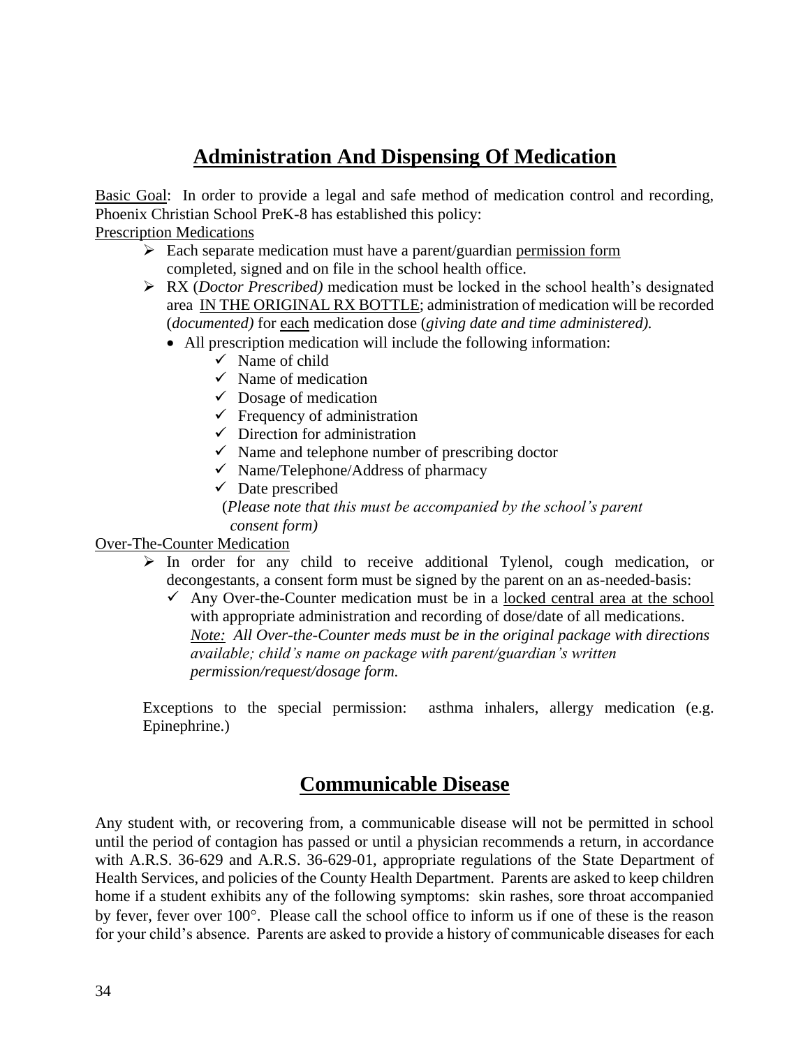## Administration And Dispensing Of Medication

Basic Goal: In order to provide a legal and safe method of medication control and recording, Phoenix Christian School PreK-8 has established this policy:

Prescription Medications

- Each separate medication must have a parent/guardian permission form completed, signed and on file in the school health office.
- RX (*Doctor Prescribed)* medication must be locked in the school health's designated area IN THE ORIGINAL RX BOTTLE; administration of medication will be recorded (*documented)* for each medication dose (*giving date and time administered).*
  - All prescription medication will include the following information:
    - ✓ Name of child
    - ✓ Name of medication
    - ✓ Dosage of medication
    - ✓ Frequency of administration
    - ✓ Direction for administration
    - ✓ Name and telephone number of prescribing doctor
    - ✓ Name/Telephone/Address of pharmacy
    - ✓ Date prescribed

    (*Please note that this must be accompanied by the school's parent consent form)*

Over-The-Counter Medication

- In order for any child to receive additional Tylenol, cough medication, or decongestants, a consent form must be signed by the parent on an as-needed-basis:
  - ✓ Any Over-the-Counter medication must be in a locked central area at the school with appropriate administration and recording of dose/date of all medications. *Note: All Over-the-Counter meds must be in the original package with directions available; child's name on package with parent/guardian's written permission/request/dosage form.*

Exceptions to the special permission: asthma inhalers, allergy medication (e.g. Epinephrine.)

## Communicable Disease

Any student with, or recovering from, a communicable disease will not be permitted in school until the period of contagion has passed or until a physician recommends a return, in accordance with A.R.S. 36-629 and A.R.S. 36-629-01, appropriate regulations of the State Department of Health Services, and policies of the County Health Department. Parents are asked to keep children home if a student exhibits any of the following symptoms: skin rashes, sore throat accompanied by fever, fever over 100°. Please call the school office to inform us if one of these is the reason for your child's absence. Parents are asked to provide a history of communicable diseases for each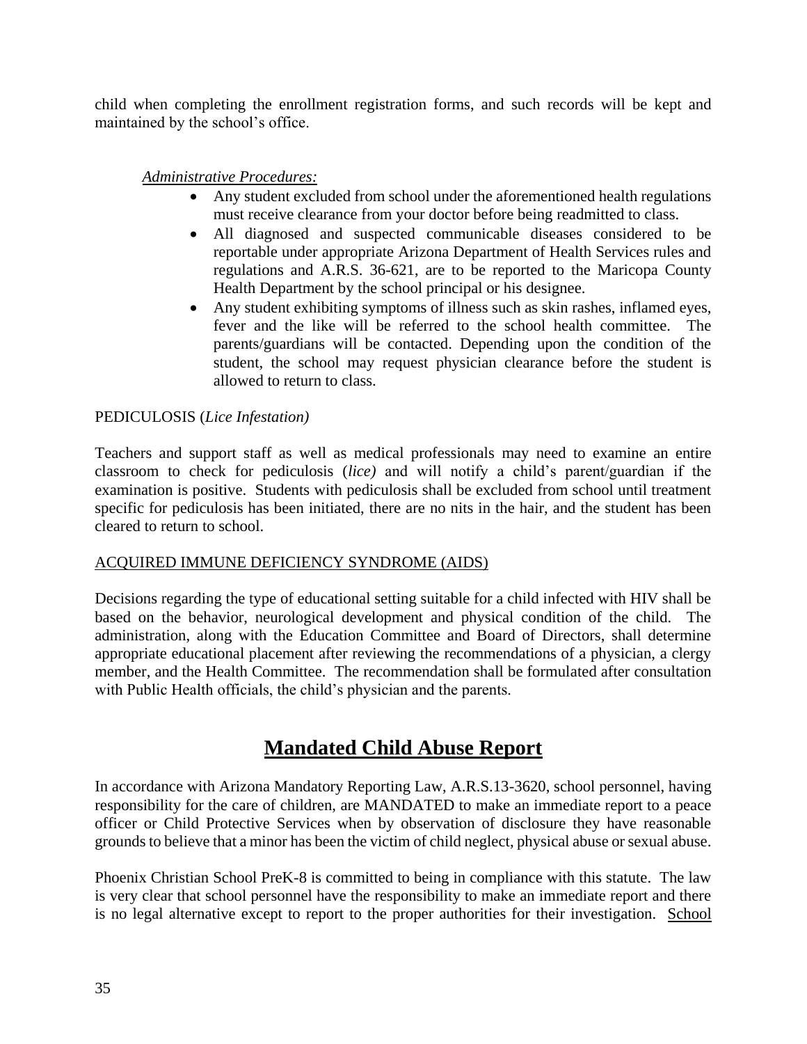child when completing the enrollment registration forms, and such records will be kept and maintained by the school's office.

*Administrative Procedures:*

- Any student excluded from school under the aforementioned health regulations must receive clearance from your doctor before being readmitted to class.
- All diagnosed and suspected communicable diseases considered to be reportable under appropriate Arizona Department of Health Services rules and regulations and A.R.S. 36-621, are to be reported to the Maricopa County Health Department by the school principal or his designee.
- Any student exhibiting symptoms of illness such as skin rashes, inflamed eyes, fever and the like will be referred to the school health committee. The parents/guardians will be contacted. Depending upon the condition of the student, the school may request physician clearance before the student is allowed to return to class.

PEDICULOSIS (*Lice Infestation)*

Teachers and support staff as well as medical professionals may need to examine an entire classroom to check for pediculosis (*lice)* and will notify a child's parent/guardian if the examination is positive. Students with pediculosis shall be excluded from school until treatment specific for pediculosis has been initiated, there are no nits in the hair, and the student has been cleared to return to school.

<u>ACQUIRED IMMUNE DEFICIENCY SYNDROME (AIDS)</u>

Decisions regarding the type of educational setting suitable for a child infected with HIV shall be based on the behavior, neurological development and physical condition of the child. The administration, along with the Education Committee and Board of Directors, shall determine appropriate educational placement after reviewing the recommendations of a physician, a clergy member, and the Health Committee. The recommendation shall be formulated after consultation with Public Health officials, the child's physician and the parents.

## Mandated Child Abuse Report

In accordance with Arizona Mandatory Reporting Law, A.R.S.13-3620, school personnel, having responsibility for the care of children, are MANDATED to make an immediate report to a peace officer or Child Protective Services when by observation of disclosure they have reasonable grounds to believe that a minor has been the victim of child neglect, physical abuse or sexual abuse.

Phoenix Christian School PreK-8 is committed to being in compliance with this statute. The law is very clear that school personnel have the responsibility to make an immediate report and there is no legal alternative except to report to the proper authorities for their investigation. <u>School</u>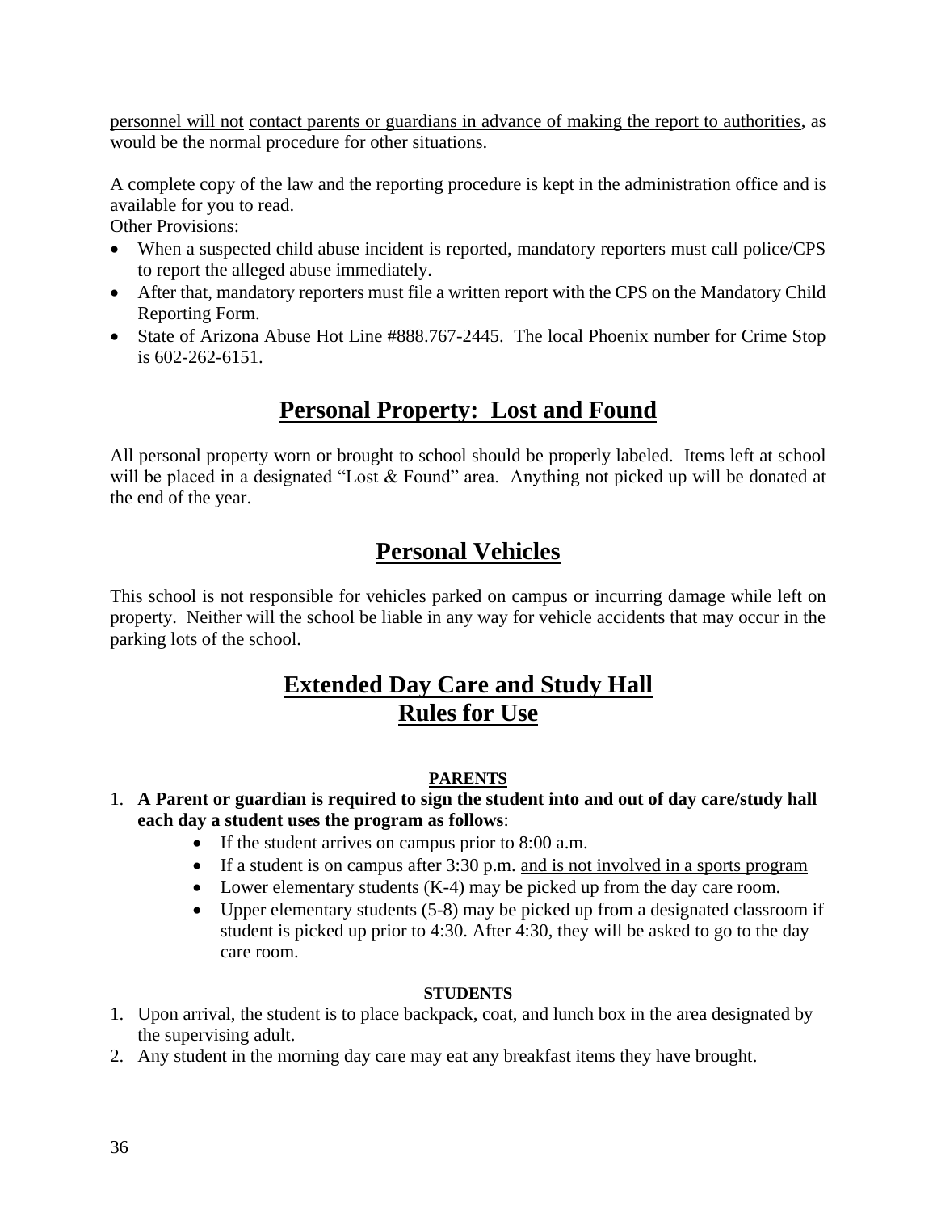personnel will not contact parents or guardians in advance of making the report to authorities, as would be the normal procedure for other situations.

A complete copy of the law and the reporting procedure is kept in the administration office and is available for you to read.

Other Provisions:

- When a suspected child abuse incident is reported, mandatory reporters must call police/CPS to report the alleged abuse immediately.
- After that, mandatory reporters must file a written report with the CPS on the Mandatory Child Reporting Form.
- State of Arizona Abuse Hot Line #888.767-2445. The local Phoenix number for Crime Stop is 602-262-6151.

## Personal Property: Lost and Found

All personal property worn or brought to school should be properly labeled. Items left at school will be placed in a designated "Lost & Found" area. Anything not picked up will be donated at the end of the year.

## Personal Vehicles

This school is not responsible for vehicles parked on campus or incurring damage while left on property. Neither will the school be liable in any way for vehicle accidents that may occur in the parking lots of the school.

## Extended Day Care and Study Hall Rules for Use

### PARENTS

1. **A Parent or guardian is required to sign the student into and out of day care/study hall each day a student uses the program as follows**:
    - If the student arrives on campus prior to 8:00 a.m.
    - If a student is on campus after 3:30 p.m. and is not involved in a sports program
    - Lower elementary students (K-4) may be picked up from the day care room.
    - Upper elementary students (5-8) may be picked up from a designated classroom if student is picked up prior to 4:30. After 4:30, they will be asked to go to the day care room.

### STUDENTS

1. Upon arrival, the student is to place backpack, coat, and lunch box in the area designated by the supervising adult.
2. Any student in the morning day care may eat any breakfast items they have brought.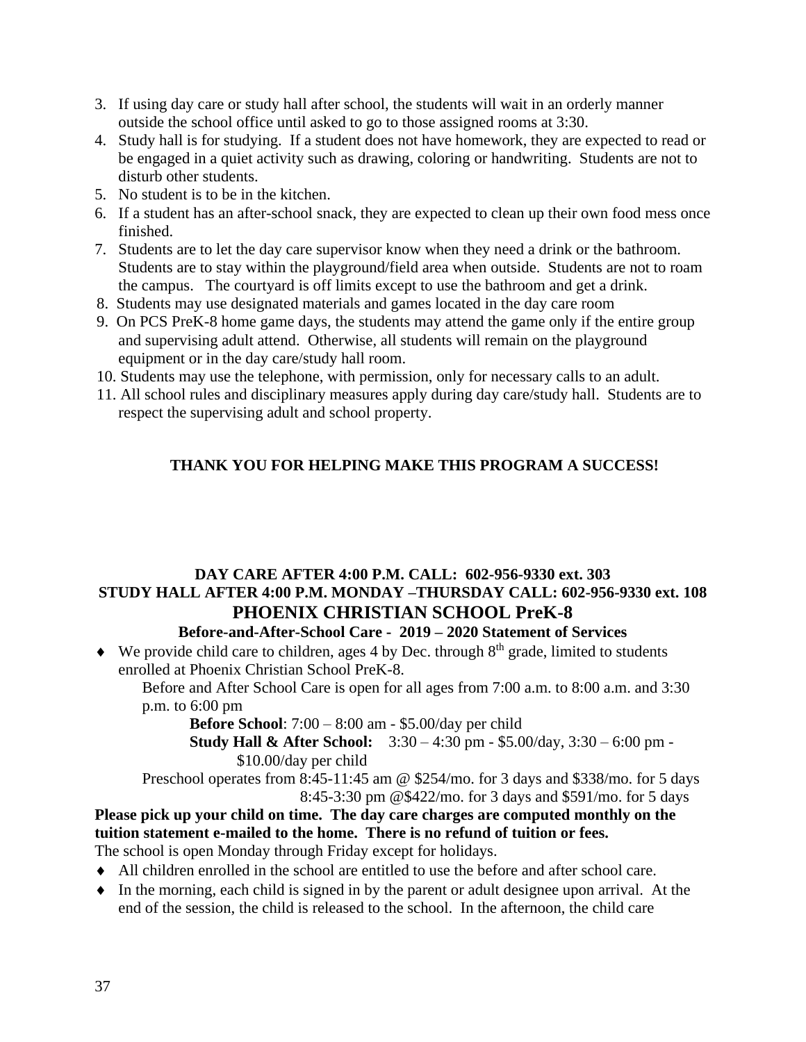3. If using day care or study hall after school, the students will wait in an orderly manner outside the school office until asked to go to those assigned rooms at 3:30.
4. Study hall is for studying. If a student does not have homework, they are expected to read or be engaged in a quiet activity such as drawing, coloring or handwriting. Students are not to disturb other students.
5. No student is to be in the kitchen.
6. If a student has an after-school snack, they are expected to clean up their own food mess once finished.
7. Students are to let the day care supervisor know when they need a drink or the bathroom. Students are to stay within the playground/field area when outside. Students are not to roam the campus. The courtyard is off limits except to use the bathroom and get a drink.
8. Students may use designated materials and games located in the day care room
9. On PCS PreK-8 home game days, the students may attend the game only if the entire group and supervising adult attend. Otherwise, all students will remain on the playground equipment or in the day care/study hall room.
10. Students may use the telephone, with permission, only for necessary calls to an adult.
11. All school rules and disciplinary measures apply during day care/study hall. Students are to respect the supervising adult and school property.

**THANK YOU FOR HELPING MAKE THIS PROGRAM A SUCCESS!**

**DAY CARE AFTER 4:00 P.M. CALL: 602-956-9330 ext. 303**
**STUDY HALL AFTER 4:00 P.M. MONDAY –THURSDAY CALL: 602-956-9330 ext. 108**

## PHOENIX CHRISTIAN SCHOOL PreK-8

### Before-and-After-School Care - 2019 – 2020 Statement of Services

- We provide child care to children, ages 4 by Dec. through 8th grade, limited to students enrolled at Phoenix Christian School PreK-8.

  Before and After School Care is open for all ages from 7:00 a.m. to 8:00 a.m. and 3:30 p.m. to 6:00 pm

  **Before School**: 7:00 – 8:00 am - $5.00/day per child

  **Study Hall & After School:** 3:30 – 4:30 pm - $5.00/day, 3:30 – 6:00 pm - $10.00/day per child

  Preschool operates from 8:45-11:45 am @ $254/mo. for 3 days and $338/mo. for 5 days
  8:45-3:30 pm @$422/mo. for 3 days and $591/mo. for 5 days

**Please pick up your child on time. The day care charges are computed monthly on the tuition statement e-mailed to the home. There is no refund of tuition or fees.**

The school is open Monday through Friday except for holidays.

- All children enrolled in the school are entitled to use the before and after school care.
- In the morning, each child is signed in by the parent or adult designee upon arrival. At the end of the session, the child is released to the school. In the afternoon, the child care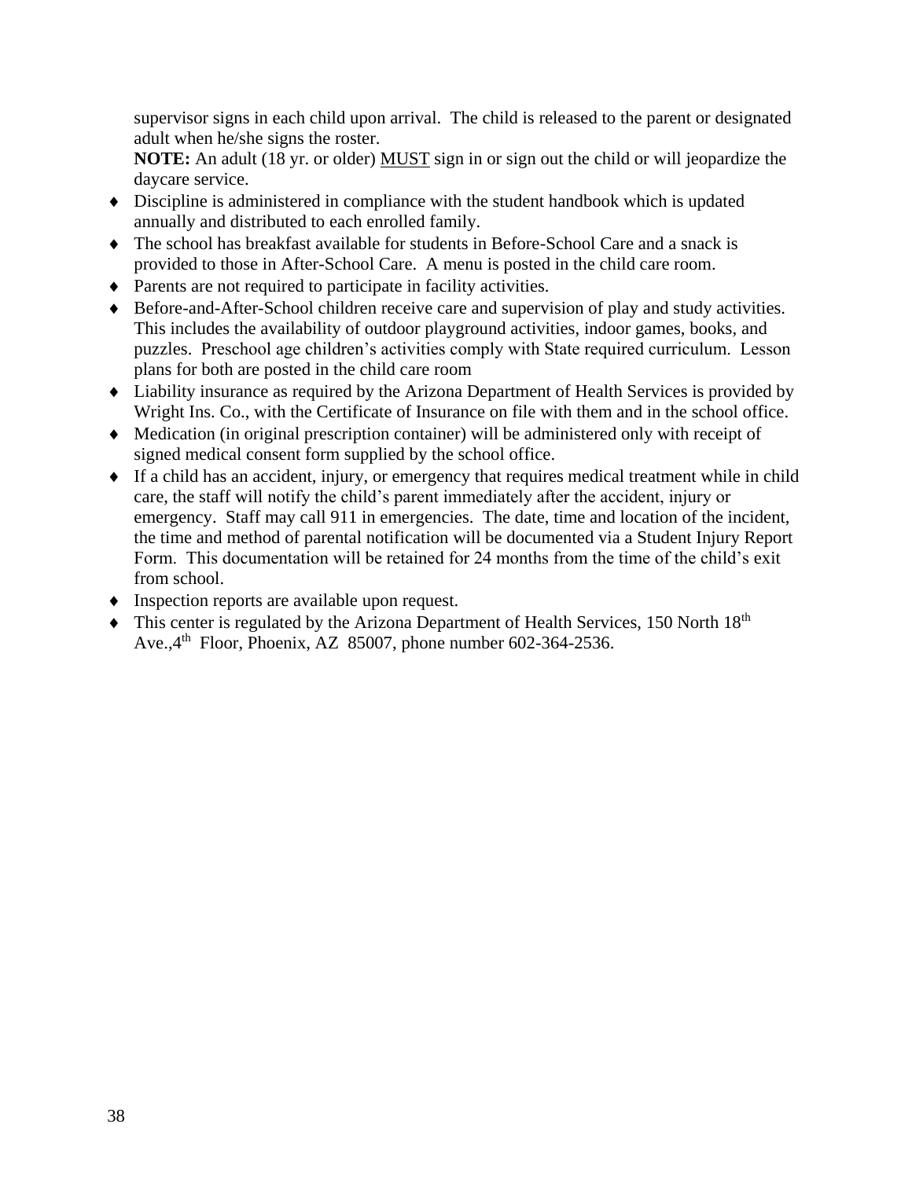supervisor signs in each child upon arrival. The child is released to the parent or designated adult when he/she signs the roster.
**NOTE:** An adult (18 yr. or older) <u>MUST</u> sign in or sign out the child or will jeopardize the daycare service.

- Discipline is administered in compliance with the student handbook which is updated annually and distributed to each enrolled family.
- The school has breakfast available for students in Before-School Care and a snack is provided to those in After-School Care. A menu is posted in the child care room.
- Parents are not required to participate in facility activities.
- Before-and-After-School children receive care and supervision of play and study activities. This includes the availability of outdoor playground activities, indoor games, books, and puzzles. Preschool age children's activities comply with State required curriculum. Lesson plans for both are posted in the child care room
- Liability insurance as required by the Arizona Department of Health Services is provided by Wright Ins. Co., with the Certificate of Insurance on file with them and in the school office.
- Medication (in original prescription container) will be administered only with receipt of signed medical consent form supplied by the school office.
- If a child has an accident, injury, or emergency that requires medical treatment while in child care, the staff will notify the child's parent immediately after the accident, injury or emergency. Staff may call 911 in emergencies. The date, time and location of the incident, the time and method of parental notification will be documented via a Student Injury Report Form. This documentation will be retained for 24 months from the time of the child's exit from school.
- Inspection reports are available upon request.
- This center is regulated by the Arizona Department of Health Services, 150 North 18th Ave.,4th Floor, Phoenix, AZ 85007, phone number 602-364-2536.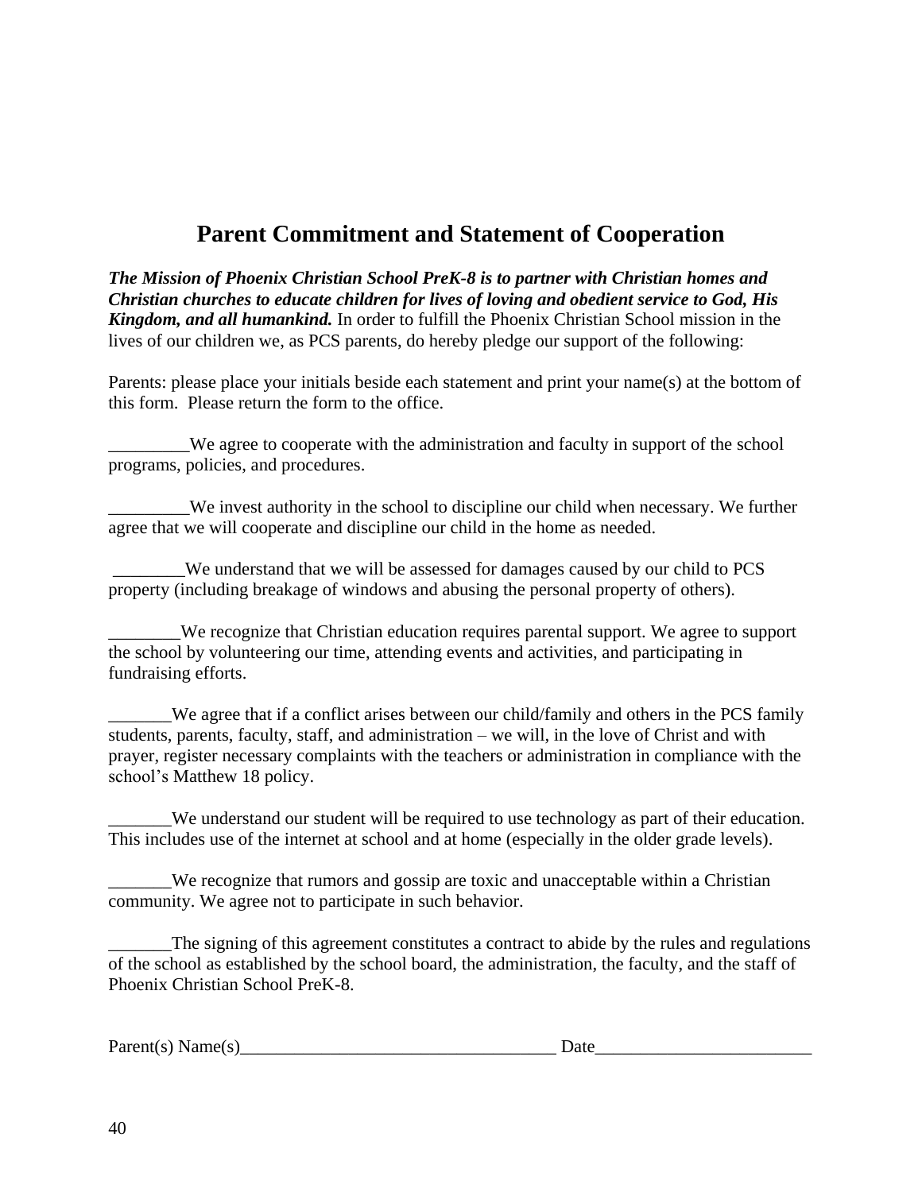# Parent Commitment and Statement of Cooperation

***The Mission of Phoenix Christian School PreK-8 is to partner with Christian homes and Christian churches to educate children for lives of loving and obedient service to God, His Kingdom, and all humankind.*** In order to fulfill the Phoenix Christian School mission in the lives of our children we, as PCS parents, do hereby pledge our support of the following:

Parents: please place your initials beside each statement and print your name(s) at the bottom of this form. Please return the form to the office.

_________We agree to cooperate with the administration and faculty in support of the school programs, policies, and procedures.

_________We invest authority in the school to discipline our child when necessary. We further agree that we will cooperate and discipline our child in the home as needed.

________We understand that we will be assessed for damages caused by our child to PCS property (including breakage of windows and abusing the personal property of others).

________We recognize that Christian education requires parental support. We agree to support the school by volunteering our time, attending events and activities, and participating in fundraising efforts.

_______We agree that if a conflict arises between our child/family and others in the PCS family students, parents, faculty, staff, and administration – we will, in the love of Christ and with prayer, register necessary complaints with the teachers or administration in compliance with the school's Matthew 18 policy.

_______We understand our student will be required to use technology as part of their education. This includes use of the internet at school and at home (especially in the older grade levels).

_______We recognize that rumors and gossip are toxic and unacceptable within a Christian community. We agree not to participate in such behavior.

_______The signing of this agreement constitutes a contract to abide by the rules and regulations of the school as established by the school board, the administration, the faculty, and the staff of Phoenix Christian School PreK-8.

Parent(s) Name(s)___________________________________ Date________________________